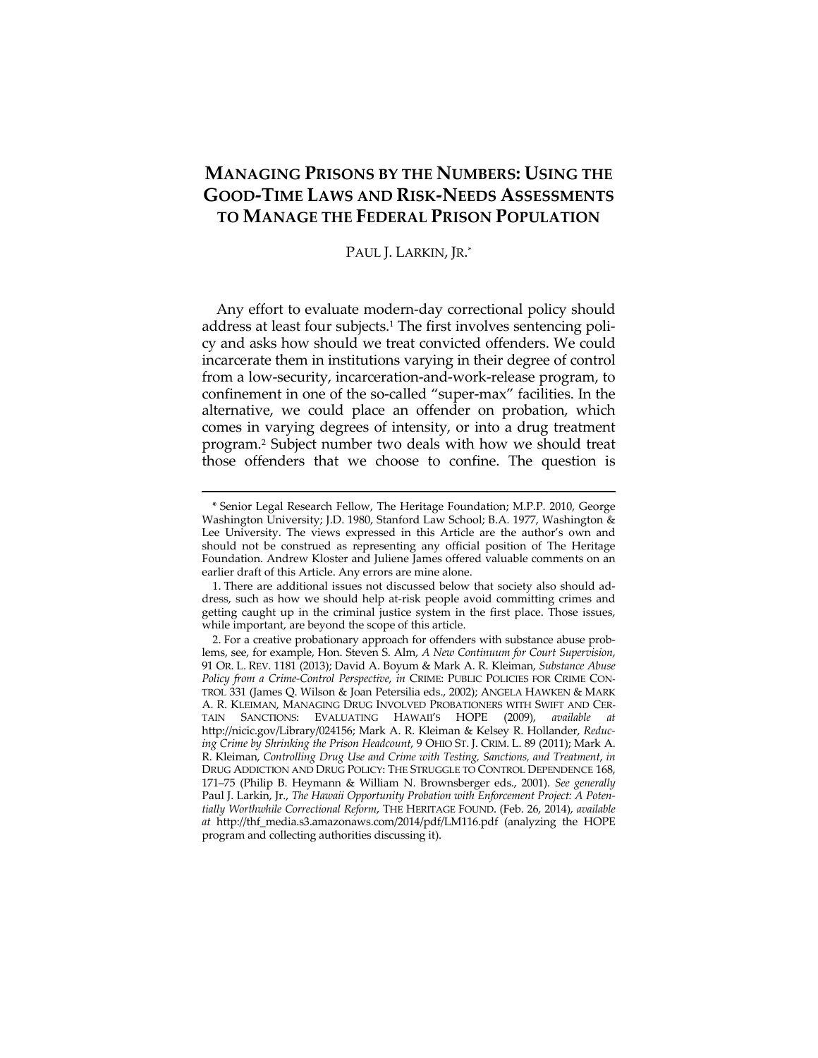# MANAGING PRISONS BY THE NUMBERS: USING THE GOOD-TIME LAWS AND RISK-NEEDS ASSESSMENTS TO MANAGE THE FEDERAL PRISON POPULATION

PAUL J. LARKIN, JR.*

Any effort to evaluate modern-day correctional policy should address at least four subjects.[1] The first involves sentencing policy and asks how should we treat convicted offenders. We could incarcerate them in institutions varying in their degree of control from a low-security, incarceration-and-work-release program, to confinement in one of the so-called "super-max" facilities. In the alternative, we could place an offender on probation, which comes in varying degrees of intensity, or into a drug treatment program.[2] Subject number two deals with how we should treat those offenders that we choose to confine. The question is

---

\* Senior Legal Research Fellow, The Heritage Foundation; M.P.P. 2010, George Washington University; J.D. 1980, Stanford Law School; B.A. 1977, Washington & Lee University. The views expressed in this Article are the author's own and should not be construed as representing any official position of The Heritage Foundation. Andrew Kloster and Juliene James offered valuable comments on an earlier draft of this Article. Any errors are mine alone.

1. There are additional issues not discussed below that society also should address, such as how we should help at-risk people avoid committing crimes and getting caught up in the criminal justice system in the first place. Those issues, while important, are beyond the scope of this article.

2. For a creative probationary approach for offenders with substance abuse problems, see, for example, Hon. Steven S. Alm, *A New Continuum for Court Supervision*, 91 OR. L. REV. 1181 (2013); David A. Boyum & Mark A. R. Kleiman, *Substance Abuse Policy from a Crime-Control Perspective*, *in* CRIME: PUBLIC POLICIES FOR CRIME CONTROL 331 (James Q. Wilson & Joan Petersilia eds., 2002); ANGELA HAWKEN & MARK A. R. KLEIMAN, MANAGING DRUG INVOLVED PROBATIONERS WITH SWIFT AND CERTAIN SANCTIONS: EVALUATING HAWAII'S HOPE (2009), *available at* http://nicic.gov/Library/024156; Mark A. R. Kleiman & Kelsey R. Hollander, *Reducing Crime by Shrinking the Prison Headcount*, 9 OHIO ST. J. CRIM. L. 89 (2011); Mark A. R. Kleiman, *Controlling Drug Use and Crime with Testing, Sanctions, and Treatment*, *in* DRUG ADDICTION AND DRUG POLICY: THE STRUGGLE TO CONTROL DEPENDENCE 168, 171–75 (Philip B. Heymann & William N. Brownsberger eds., 2001). *See generally* Paul J. Larkin, Jr., *The Hawaii Opportunity Probation with Enforcement Project: A Potentially Worthwhile Correctional Reform*, THE HERITAGE FOUND. (Feb. 26, 2014), *available at* http://thf_media.s3.amazonaws.com/2014/pdf/LM116.pdf (analyzing the HOPE program and collecting authorities discussing it).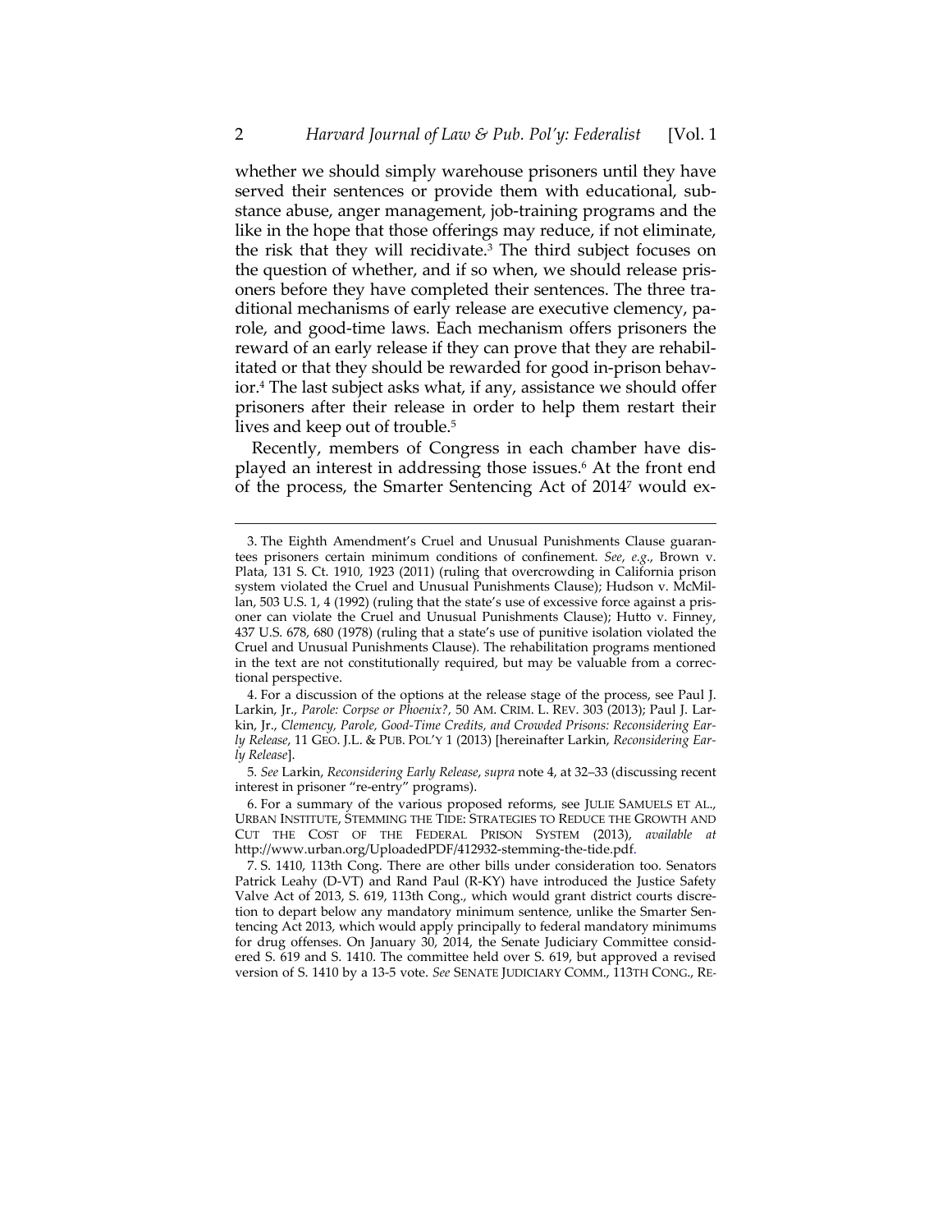whether we should simply warehouse prisoners until they have served their sentences or provide them with educational, substance abuse, anger management, job-training programs and the like in the hope that those offerings may reduce, if not eliminate, the risk that they will recidivate.[3] The third subject focuses on the question of whether, and if so when, we should release prisoners before they have completed their sentences. The three traditional mechanisms of early release are executive clemency, parole, and good-time laws. Each mechanism offers prisoners the reward of an early release if they can prove that they are rehabilitated or that they should be rewarded for good in-prison behavior.[4] The last subject asks what, if any, assistance we should offer prisoners after their release in order to help them restart their lives and keep out of trouble.[5]

Recently, members of Congress in each chamber have displayed an interest in addressing those issues.[6] At the front end of the process, the Smarter Sentencing Act of 2014[7] would ex-

---

3. The Eighth Amendment's Cruel and Unusual Punishments Clause guarantees prisoners certain minimum conditions of confinement. *See, e.g.*, Brown v. Plata, 131 S. Ct. 1910, 1923 (2011) (ruling that overcrowding in California prison system violated the Cruel and Unusual Punishments Clause); Hudson v. McMillan, 503 U.S. 1, 4 (1992) (ruling that the state's use of excessive force against a prisoner can violate the Cruel and Unusual Punishments Clause); Hutto v. Finney, 437 U.S. 678, 680 (1978) (ruling that a state's use of punitive isolation violated the Cruel and Unusual Punishments Clause). The rehabilitation programs mentioned in the text are not constitutionally required, but may be valuable from a correctional perspective.

4. For a discussion of the options at the release stage of the process, see Paul J. Larkin, Jr., *Parole: Corpse or Phoenix?*, 50 AM. CRIM. L. REV. 303 (2013); Paul J. Larkin, Jr., *Clemency, Parole, Good-Time Credits, and Crowded Prisons: Reconsidering Early Release*, 11 GEO. J.L. & PUB. POL'Y 1 (2013) [hereinafter Larkin, *Reconsidering Early Release*].

5. *See* Larkin, *Reconsidering Early Release*, *supra* note 4, at 32–33 (discussing recent interest in prisoner "re-entry" programs).

6. For a summary of the various proposed reforms, see JULIE SAMUELS ET AL., URBAN INSTITUTE, STEMMING THE TIDE: STRATEGIES TO REDUCE THE GROWTH AND CUT THE COST OF THE FEDERAL PRISON SYSTEM (2013), *available at* http://www.urban.org/UploadedPDF/412932-stemming-the-tide.pdf.

7. S. 1410, 113th Cong. There are other bills under consideration too. Senators Patrick Leahy (D-VT) and Rand Paul (R-KY) have introduced the Justice Safety Valve Act of 2013, S. 619, 113th Cong., which would grant district courts discretion to depart below any mandatory minimum sentence, unlike the Smarter Sentencing Act 2013, which would apply principally to federal mandatory minimums for drug offenses. On January 30, 2014, the Senate Judiciary Committee considered S. 619 and S. 1410. The committee held over S. 619, but approved a revised version of S. 1410 by a 13-5 vote. *See* SENATE JUDICIARY COMM., 113TH CONG., RE-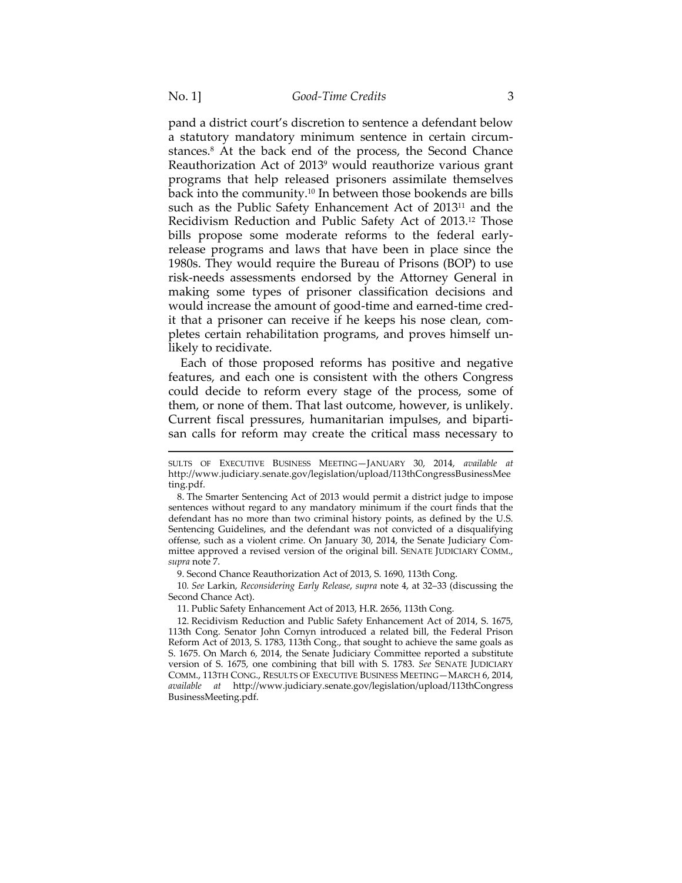pand a district court's discretion to sentence a defendant below a statutory mandatory minimum sentence in certain circumstances.[8] At the back end of the process, the Second Chance Reauthorization Act of 2013[9] would reauthorize various grant programs that help released prisoners assimilate themselves back into the community.[10] In between those bookends are bills such as the Public Safety Enhancement Act of 2013[11] and the Recidivism Reduction and Public Safety Act of 2013.[12] Those bills propose some moderate reforms to the federal early-release programs and laws that have been in place since the 1980s. They would require the Bureau of Prisons (BOP) to use risk-needs assessments endorsed by the Attorney General in making some types of prisoner classification decisions and would increase the amount of good-time and earned-time credit that a prisoner can receive if he keeps his nose clean, completes certain rehabilitation programs, and proves himself unlikely to recidivate.

Each of those proposed reforms has positive and negative features, and each one is consistent with the others Congress could decide to reform every stage of the process, some of them, or none of them. That last outcome, however, is unlikely. Current fiscal pressures, humanitarian impulses, and bipartisan calls for reform may create the critical mass necessary to

---

SULTS OF EXECUTIVE BUSINESS MEETING—JANUARY 30, 2014, *available at* http://www.judiciary.senate.gov/legislation/upload/113thCongressBusinessMeeting.pdf.

8. The Smarter Sentencing Act of 2013 would permit a district judge to impose sentences without regard to any mandatory minimum if the court finds that the defendant has no more than two criminal history points, as defined by the U.S. Sentencing Guidelines, and the defendant was not convicted of a disqualifying offense, such as a violent crime. On January 30, 2014, the Senate Judiciary Committee approved a revised version of the original bill. SENATE JUDICIARY COMM., *supra* note 7.

9. Second Chance Reauthorization Act of 2013, S. 1690, 113th Cong.

10. *See* Larkin, *Reconsidering Early Release*, *supra* note 4, at 32–33 (discussing the Second Chance Act).

11. Public Safety Enhancement Act of 2013, H.R. 2656, 113th Cong.

12. Recidivism Reduction and Public Safety Enhancement Act of 2014, S. 1675, 113th Cong. Senator John Cornyn introduced a related bill, the Federal Prison Reform Act of 2013, S. 1783, 113th Cong., that sought to achieve the same goals as S. 1675. On March 6, 2014, the Senate Judiciary Committee reported a substitute version of S. 1675, one combining that bill with S. 1783. *See* SENATE JUDICIARY COMM., 113TH CONG., RESULTS OF EXECUTIVE BUSINESS MEETING—MARCH 6, 2014, *available at* http://www.judiciary.senate.gov/legislation/upload/113thCongressBusinessMeeting.pdf.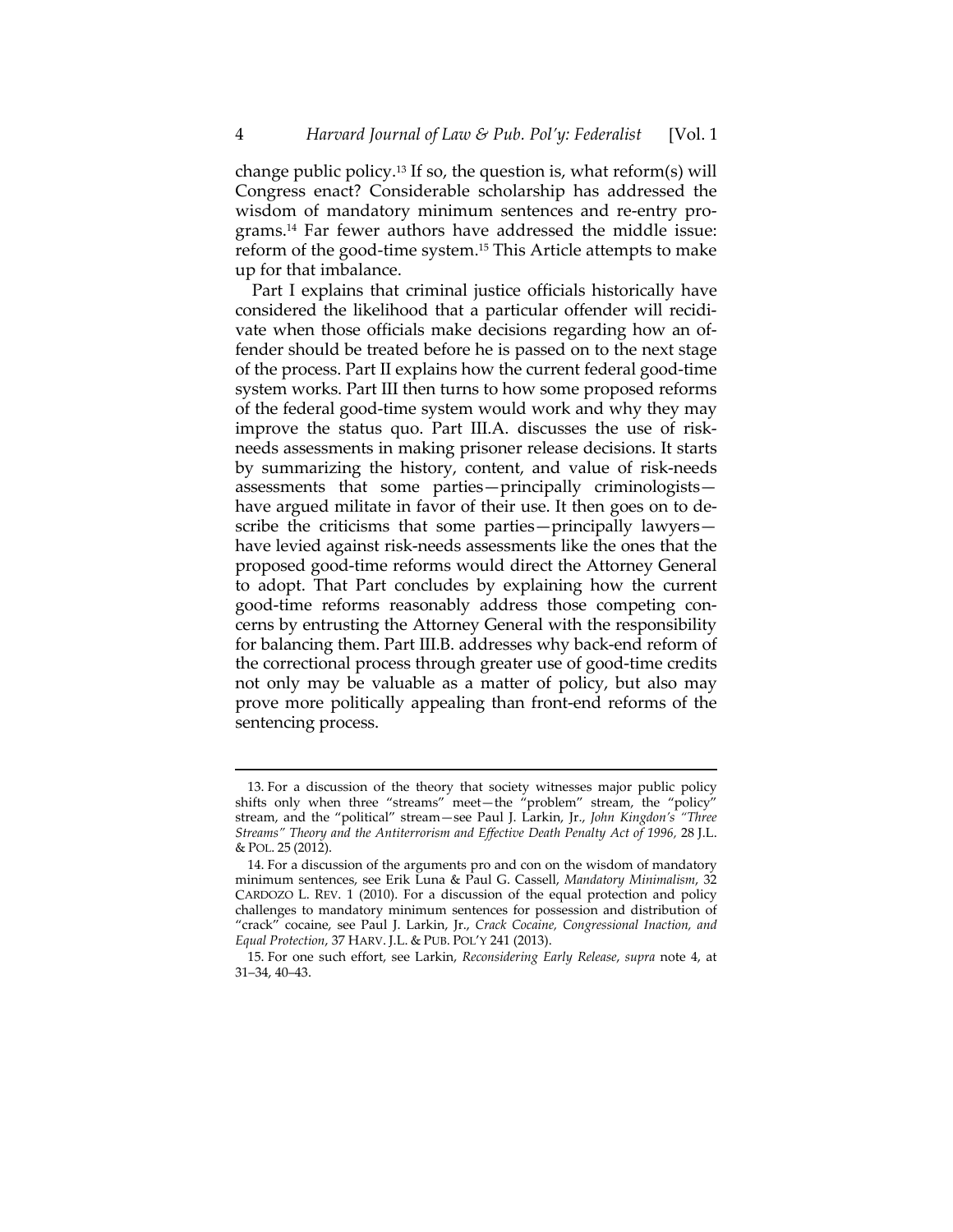change public policy.[13] If so, the question is, what reform(s) will Congress enact? Considerable scholarship has addressed the wisdom of mandatory minimum sentences and re-entry programs.[14] Far fewer authors have addressed the middle issue: reform of the good-time system.[15] This Article attempts to make up for that imbalance.

Part I explains that criminal justice officials historically have considered the likelihood that a particular offender will recidivate when those officials make decisions regarding how an offender should be treated before he is passed on to the next stage of the process. Part II explains how the current federal good-time system works. Part III then turns to how some proposed reforms of the federal good-time system would work and why they may improve the status quo. Part III.A. discusses the use of risk-needs assessments in making prisoner release decisions. It starts by summarizing the history, content, and value of risk-needs assessments that some parties—principally criminologists—have argued militate in favor of their use. It then goes on to describe the criticisms that some parties—principally lawyers—have levied against risk-needs assessments like the ones that the proposed good-time reforms would direct the Attorney General to adopt. That Part concludes by explaining how the current good-time reforms reasonably address those competing concerns by entrusting the Attorney General with the responsibility for balancing them. Part III.B. addresses why back-end reform of the correctional process through greater use of good-time credits not only may be valuable as a matter of policy, but also may prove more politically appealing than front-end reforms of the sentencing process.

---

13. For a discussion of the theory that society witnesses major public policy shifts only when three "streams" meet—the "problem" stream, the "policy" stream, and the "political" stream—see Paul J. Larkin, Jr., *John Kingdon's "Three Streams" Theory and the Antiterrorism and Effective Death Penalty Act of 1996*, 28 J.L. & POL. 25 (2012).

14. For a discussion of the arguments pro and con on the wisdom of mandatory minimum sentences, see Erik Luna & Paul G. Cassell, *Mandatory Minimalism*, 32 CARDOZO L. REV. 1 (2010). For a discussion of the equal protection and policy challenges to mandatory minimum sentences for possession and distribution of "crack" cocaine, see Paul J. Larkin, Jr., *Crack Cocaine, Congressional Inaction, and Equal Protection*, 37 HARV. J.L. & PUB. POL'Y 241 (2013).

15. For one such effort, see Larkin, *Reconsidering Early Release*, *supra* note 4, at 31–34, 40–43.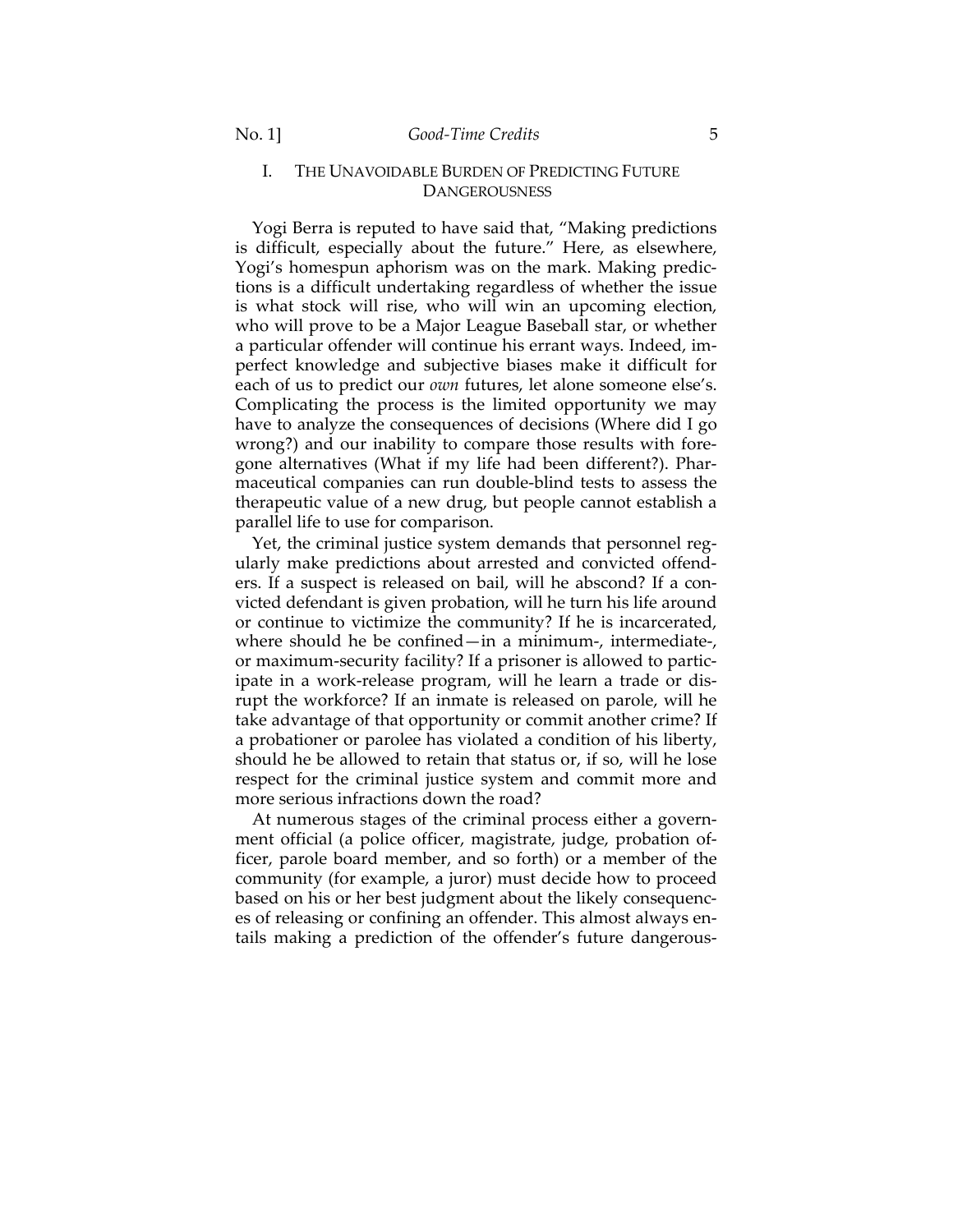## I. THE UNAVOIDABLE BURDEN OF PREDICTING FUTURE DANGEROUSNESS

Yogi Berra is reputed to have said that, "Making predictions is difficult, especially about the future." Here, as elsewhere, Yogi's homespun aphorism was on the mark. Making predictions is a difficult undertaking regardless of whether the issue is what stock will rise, who will win an upcoming election, who will prove to be a Major League Baseball star, or whether a particular offender will continue his errant ways. Indeed, imperfect knowledge and subjective biases make it difficult for each of us to predict our *own* futures, let alone someone else's. Complicating the process is the limited opportunity we may have to analyze the consequences of decisions (Where did I go wrong?) and our inability to compare those results with foregone alternatives (What if my life had been different?). Pharmaceutical companies can run double-blind tests to assess the therapeutic value of a new drug, but people cannot establish a parallel life to use for comparison.

Yet, the criminal justice system demands that personnel regularly make predictions about arrested and convicted offenders. If a suspect is released on bail, will he abscond? If a convicted defendant is given probation, will he turn his life around or continue to victimize the community? If he is incarcerated, where should he be confined—in a minimum-, intermediate-, or maximum-security facility? If a prisoner is allowed to participate in a work-release program, will he learn a trade or disrupt the workforce? If an inmate is released on parole, will he take advantage of that opportunity or commit another crime? If a probationer or parolee has violated a condition of his liberty, should he be allowed to retain that status or, if so, will he lose respect for the criminal justice system and commit more and more serious infractions down the road?

At numerous stages of the criminal process either a government official (a police officer, magistrate, judge, probation officer, parole board member, and so forth) or a member of the community (for example, a juror) must decide how to proceed based on his or her best judgment about the likely consequences of releasing or confining an offender. This almost always entails making a prediction of the offender's future dangerous-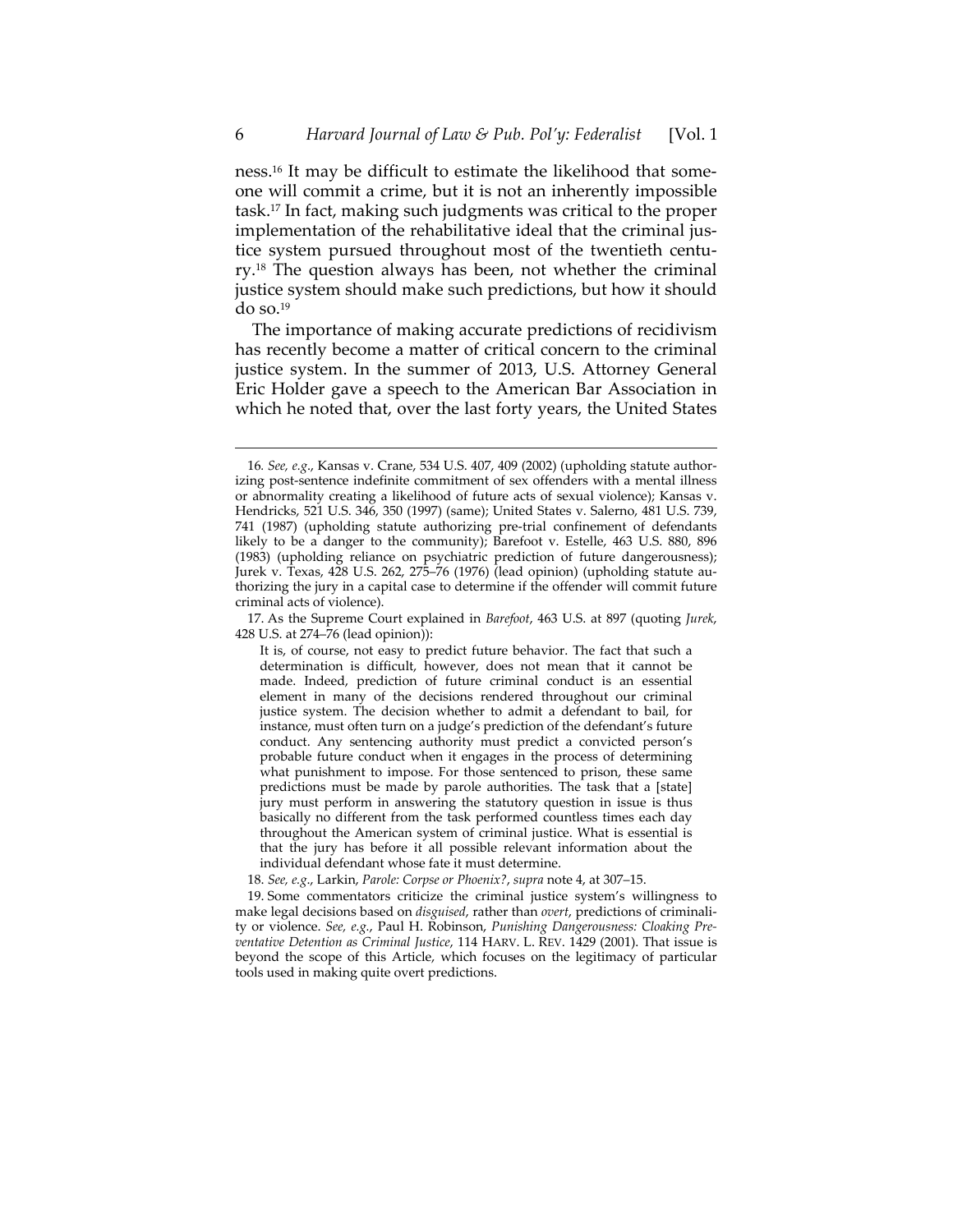ness.[16] It may be difficult to estimate the likelihood that someone will commit a crime, but it is not an inherently impossible task.[17] In fact, making such judgments was critical to the proper implementation of the rehabilitative ideal that the criminal justice system pursued throughout most of the twentieth century.[18] The question always has been, not whether the criminal justice system should make such predictions, but how it should do so.[19]

The importance of making accurate predictions of recidivism has recently become a matter of critical concern to the criminal justice system. In the summer of 2013, U.S. Attorney General Eric Holder gave a speech to the American Bar Association in which he noted that, over the last forty years, the United States

---

16. *See, e.g.*, Kansas v. Crane, 534 U.S. 407, 409 (2002) (upholding statute authorizing post-sentence indefinite commitment of sex offenders with a mental illness or abnormality creating a likelihood of future acts of sexual violence); Kansas v. Hendricks, 521 U.S. 346, 350 (1997) (same); United States v. Salerno, 481 U.S. 739, 741 (1987) (upholding statute authorizing pre-trial confinement of defendants likely to be a danger to the community); Barefoot v. Estelle, 463 U.S. 880, 896 (1983) (upholding reliance on psychiatric prediction of future dangerousness); Jurek v. Texas, 428 U.S. 262, 275–76 (1976) (lead opinion) (upholding statute authorizing the jury in a capital case to determine if the offender will commit future criminal acts of violence).

17. As the Supreme Court explained in *Barefoot*, 463 U.S. at 897 (quoting *Jurek*, 428 U.S. at 274–76 (lead opinion)):

> It is, of course, not easy to predict future behavior. The fact that such a determination is difficult, however, does not mean that it cannot be made. Indeed, prediction of future criminal conduct is an essential element in many of the decisions rendered throughout our criminal justice system. The decision whether to admit a defendant to bail, for instance, must often turn on a judge's prediction of the defendant's future conduct. Any sentencing authority must predict a convicted person's probable future conduct when it engages in the process of determining what punishment to impose. For those sentenced to prison, these same predictions must be made by parole authorities. The task that a [state] jury must perform in answering the statutory question in issue is thus basically no different from the task performed countless times each day throughout the American system of criminal justice. What is essential is that the jury has before it all possible relevant information about the individual defendant whose fate it must determine.

18. *See, e.g.*, Larkin, *Parole: Corpse or Phoenix?*, *supra* note 4, at 307–15.

19. Some commentators criticize the criminal justice system's willingness to make legal decisions based on *disguised*, rather than *overt*, predictions of criminality or violence. *See, e.g.*, Paul H. Robinson, *Punishing Dangerousness: Cloaking Preventative Detention as Criminal Justice*, 114 HARV. L. REV. 1429 (2001). That issue is beyond the scope of this Article, which focuses on the legitimacy of particular tools used in making quite overt predictions.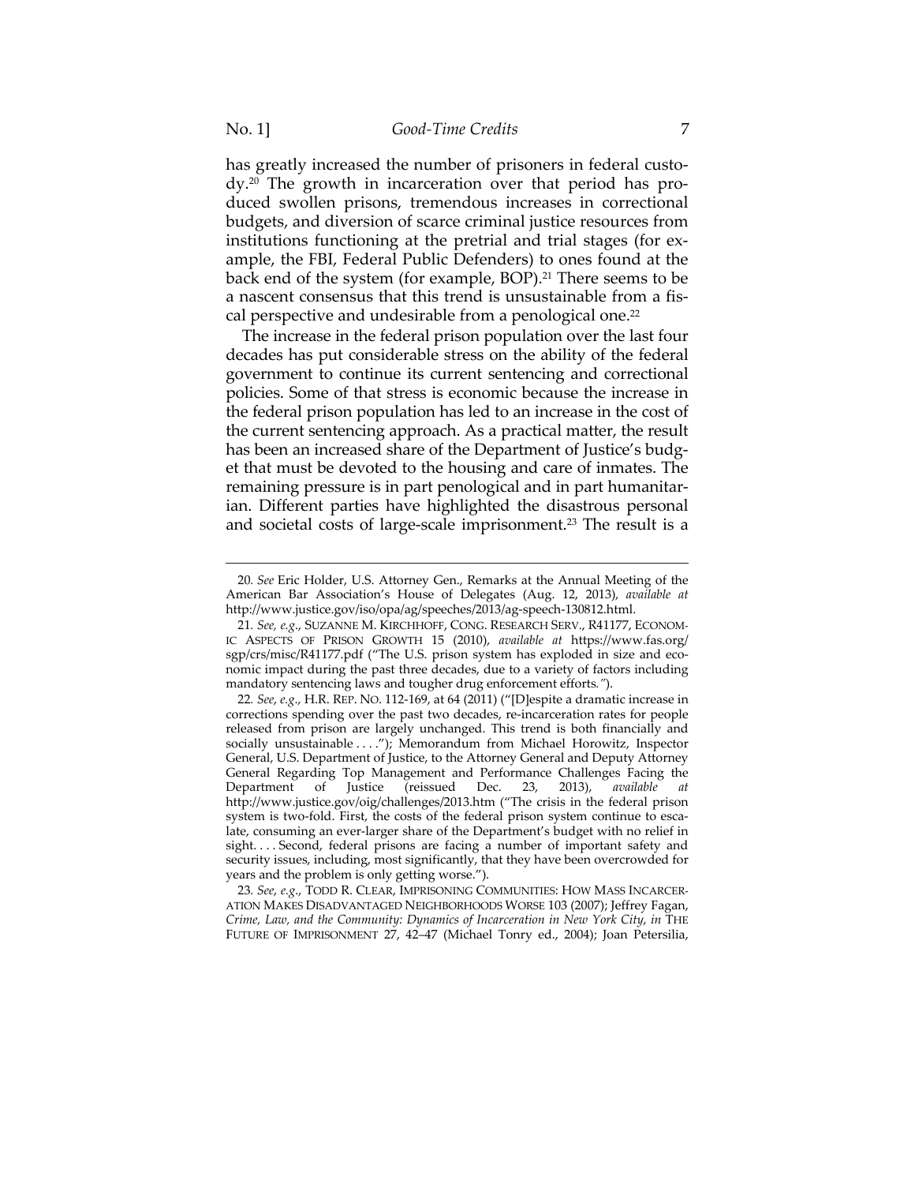has greatly increased the number of prisoners in federal custody.[20] The growth in incarceration over that period has produced swollen prisons, tremendous increases in correctional budgets, and diversion of scarce criminal justice resources from institutions functioning at the pretrial and trial stages (for example, the FBI, Federal Public Defenders) to ones found at the back end of the system (for example, BOP).[21] There seems to be a nascent consensus that this trend is unsustainable from a fiscal perspective and undesirable from a penological one.[22]

The increase in the federal prison population over the last four decades has put considerable stress on the ability of the federal government to continue its current sentencing and correctional policies. Some of that stress is economic because the increase in the federal prison population has led to an increase in the cost of the current sentencing approach. As a practical matter, the result has been an increased share of the Department of Justice's budget that must be devoted to the housing and care of inmates. The remaining pressure is in part penological and in part humanitarian. Different parties have highlighted the disastrous personal and societal costs of large-scale imprisonment.[23] The result is a

---

20. *See* Eric Holder, U.S. Attorney Gen., Remarks at the Annual Meeting of the American Bar Association's House of Delegates (Aug. 12, 2013), *available at* http://www.justice.gov/iso/opa/ag/speeches/2013/ag-speech-130812.html.

21. *See, e.g.*, SUZANNE M. KIRCHHOFF, CONG. RESEARCH SERV., R41177, ECONOMIC ASPECTS OF PRISON GROWTH 15 (2010), *available at* https://www.fas.org/sgp/crs/misc/R41177.pdf ("The U.S. prison system has exploded in size and economic impact during the past three decades, due to a variety of factors including mandatory sentencing laws and tougher drug enforcement efforts.").

22. *See, e.g.*, H.R. REP. NO. 112-169, at 64 (2011) ("[D]espite a dramatic increase in corrections spending over the past two decades, re-incarceration rates for people released from prison are largely unchanged. This trend is both financially and socially unsustainable . . . ."); Memorandum from Michael Horowitz, Inspector General, U.S. Department of Justice, to the Attorney General and Deputy Attorney General Regarding Top Management and Performance Challenges Facing the Department of Justice (reissued Dec. 23, 2013), *available at* http://www.justice.gov/oig/challenges/2013.htm ("The crisis in the federal prison system is two-fold. First, the costs of the federal prison system continue to escalate, consuming an ever-larger share of the Department's budget with no relief in sight. . . . Second, federal prisons are facing a number of important safety and security issues, including, most significantly, that they have been overcrowded for years and the problem is only getting worse.").

23. *See, e.g.*, TODD R. CLEAR, IMPRISONING COMMUNITIES: HOW MASS INCARCERATION MAKES DISADVANTAGED NEIGHBORHOODS WORSE 103 (2007); Jeffrey Fagan, *Crime, Law, and the Community: Dynamics of Incarceration in New York City*, *in* THE FUTURE OF IMPRISONMENT 27, 42–47 (Michael Tonry ed., 2004); Joan Petersilia,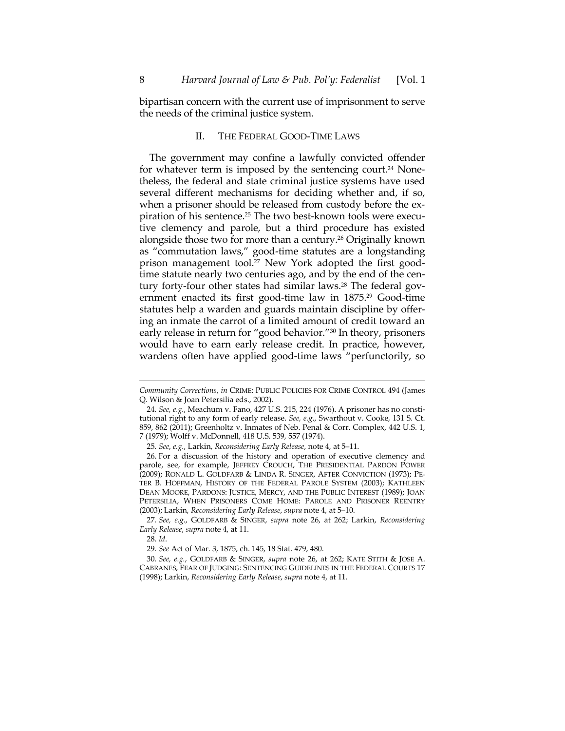bipartisan concern with the current use of imprisonment to serve the needs of the criminal justice system.

## II. THE FEDERAL GOOD-TIME LAWS

The government may confine a lawfully convicted offender for whatever term is imposed by the sentencing court.[24] Nonetheless, the federal and state criminal justice systems have used several different mechanisms for deciding whether and, if so, when a prisoner should be released from custody before the expiration of his sentence.[25] The two best-known tools were executive clemency and parole, but a third procedure has existed alongside those two for more than a century.[26] Originally known as "commutation laws," good-time statutes are a longstanding prison management tool.[27] New York adopted the first good-time statute nearly two centuries ago, and by the end of the century forty-four other states had similar laws.[28] The federal government enacted its first good-time law in 1875.[29] Good-time statutes help a warden and guards maintain discipline by offering an inmate the carrot of a limited amount of credit toward an early release in return for "good behavior."[30] In theory, prisoners would have to earn early release credit. In practice, however, wardens often have applied good-time laws "perfunctorily, so

---

*Community Corrections*, *in* CRIME: PUBLIC POLICIES FOR CRIME CONTROL 494 (James Q. Wilson & Joan Petersilia eds., 2002).

24. *See, e.g.*, Meachum v. Fano, 427 U.S. 215, 224 (1976). A prisoner has no constitutional right to any form of early release. *See, e.g.*, Swarthout v. Cooke, 131 S. Ct. 859, 862 (2011); Greenholtz v. Inmates of Neb. Penal & Corr. Complex, 442 U.S. 1, 7 (1979); Wolff v. McDonnell, 418 U.S. 539, 557 (1974).

25. *See, e.g.*, Larkin, *Reconsidering Early Release*, note 4, at 5–11.

26. For a discussion of the history and operation of executive clemency and parole, see, for example, JEFFREY CROUCH, THE PRESIDENTIAL PARDON POWER (2009); RONALD L. GOLDFARB & LINDA R. SINGER, AFTER CONVICTION (1973); PETER B. HOFFMAN, HISTORY OF THE FEDERAL PAROLE SYSTEM (2003); KATHLEEN DEAN MOORE, PARDONS: JUSTICE, MERCY, AND THE PUBLIC INTEREST (1989); JOAN PETERSILIA, WHEN PRISONERS COME HOME: PAROLE AND PRISONER REENTRY (2003); Larkin, *Reconsidering Early Release*, *supra* note 4, at 5–10.

27. *See, e.g.*, GOLDFARB & SINGER, *supra* note 26, at 262; Larkin, *Reconsidering Early Release*, *supra* note 4, at 11.

28. *Id*.

29. *See* Act of Mar. 3, 1875, ch. 145, 18 Stat. 479, 480.

30. *See, e.g.*, GOLDFARB & SINGER, *supra* note 26, at 262; KATE STITH & JOSE A. CABRANES, FEAR OF JUDGING: SENTENCING GUIDELINES IN THE FEDERAL COURTS 17 (1998); Larkin, *Reconsidering Early Release*, *supra* note 4, at 11.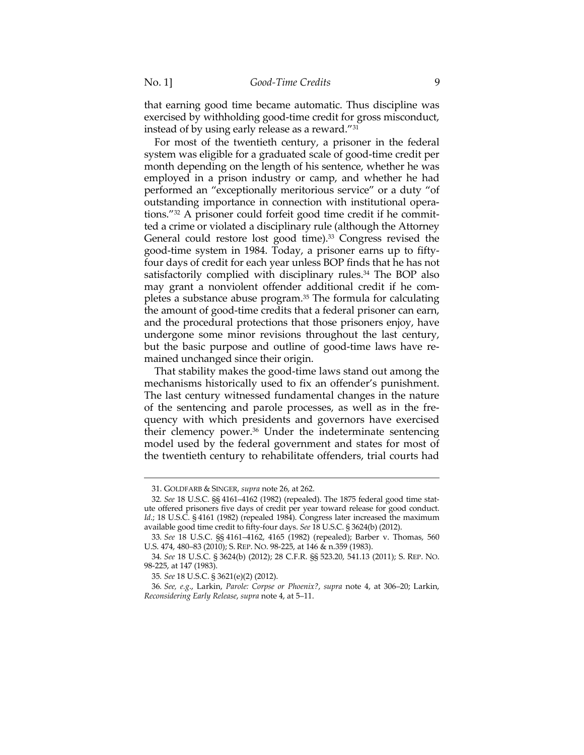that earning good time became automatic. Thus discipline was exercised by withholding good-time credit for gross misconduct, instead of by using early release as a reward."[31]

For most of the twentieth century, a prisoner in the federal system was eligible for a graduated scale of good-time credit per month depending on the length of his sentence, whether he was employed in a prison industry or camp, and whether he had performed an "exceptionally meritorious service" or a duty "of outstanding importance in connection with institutional operations."[32] A prisoner could forfeit good time credit if he committed a crime or violated a disciplinary rule (although the Attorney General could restore lost good time).[33] Congress revised the good-time system in 1984. Today, a prisoner earns up to fifty-four days of credit for each year unless BOP finds that he has not satisfactorily complied with disciplinary rules.[34] The BOP also may grant a nonviolent offender additional credit if he completes a substance abuse program.[35] The formula for calculating the amount of good-time credits that a federal prisoner can earn, and the procedural protections that those prisoners enjoy, have undergone some minor revisions throughout the last century, but the basic purpose and outline of good-time laws have remained unchanged since their origin.

That stability makes the good-time laws stand out among the mechanisms historically used to fix an offender's punishment. The last century witnessed fundamental changes in the nature of the sentencing and parole processes, as well as in the frequency with which presidents and governors have exercised their clemency power.[36] Under the indeterminate sentencing model used by the federal government and states for most of the twentieth century to rehabilitate offenders, trial courts had

---

31. GOLDFARB & SINGER, *supra* note 26, at 262.

32. *See* 18 U.S.C. §§ 4161–4162 (1982) (repealed). The 1875 federal good time statute offered prisoners five days of credit per year toward release for good conduct. *Id.*; 18 U.S.C. § 4161 (1982) (repealed 1984). Congress later increased the maximum available good time credit to fifty-four days. *See* 18 U.S.C. § 3624(b) (2012).

33. *See* 18 U.S.C. §§ 4161–4162, 4165 (1982) (repealed); Barber v. Thomas, 560 U.S. 474, 480–83 (2010); S. REP. NO. 98-225, at 146 & n.359 (1983).

34. *See* 18 U.S.C. § 3624(b) (2012); 28 C.F.R. §§ 523.20, 541.13 (2011); S. REP. NO. 98-225, at 147 (1983).

35. *See* 18 U.S.C. § 3621(e)(2) (2012).

36. *See, e.g.*, Larkin, *Parole: Corpse or Phoenix?*, *supra* note 4, at 306–20; Larkin, *Reconsidering Early Release*, *supra* note 4, at 5–11.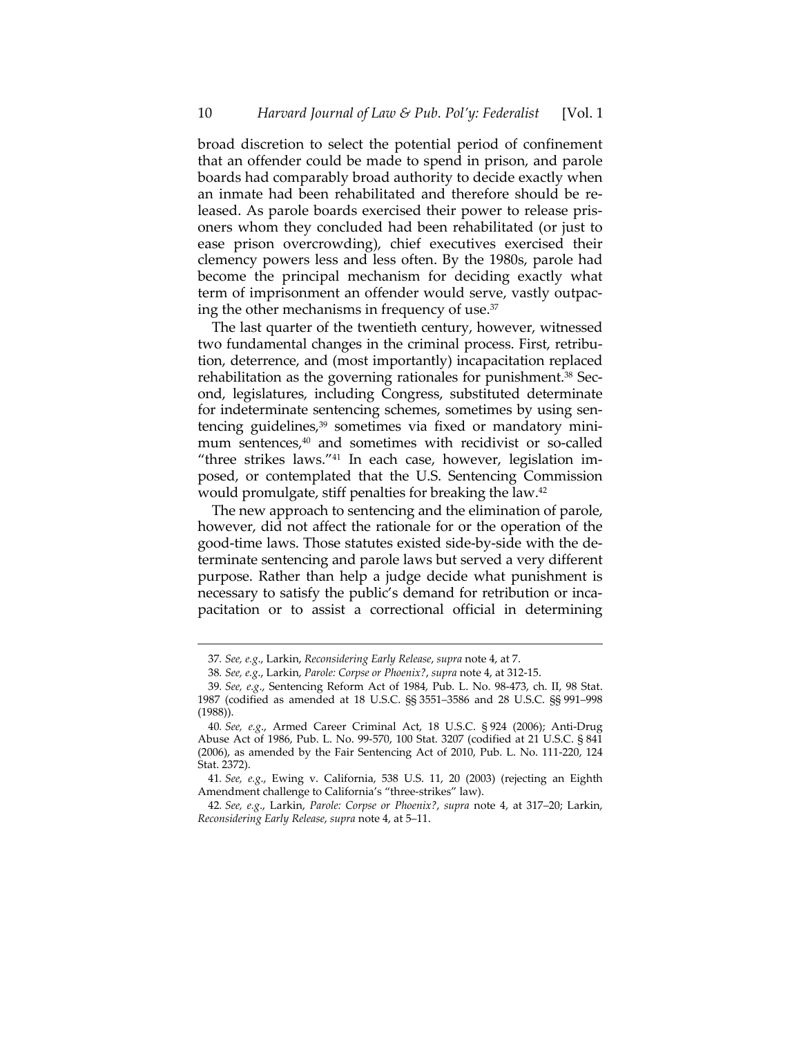broad discretion to select the potential period of confinement that an offender could be made to spend in prison, and parole boards had comparably broad authority to decide exactly when an inmate had been rehabilitated and therefore should be released. As parole boards exercised their power to release prisoners whom they concluded had been rehabilitated (or just to ease prison overcrowding), chief executives exercised their clemency powers less and less often. By the 1980s, parole had become the principal mechanism for deciding exactly what term of imprisonment an offender would serve, vastly outpacing the other mechanisms in frequency of use.[37]

The last quarter of the twentieth century, however, witnessed two fundamental changes in the criminal process. First, retribution, deterrence, and (most importantly) incapacitation replaced rehabilitation as the governing rationales for punishment.[38] Second, legislatures, including Congress, substituted determinate for indeterminate sentencing schemes, sometimes by using sentencing guidelines,[39] sometimes via fixed or mandatory minimum sentences,[40] and sometimes with recidivist or so-called "three strikes laws."[41] In each case, however, legislation imposed, or contemplated that the U.S. Sentencing Commission would promulgate, stiff penalties for breaking the law.[42]

The new approach to sentencing and the elimination of parole, however, did not affect the rationale for or the operation of the good-time laws. Those statutes existed side-by-side with the determinate sentencing and parole laws but served a very different purpose. Rather than help a judge decide what punishment is necessary to satisfy the public's demand for retribution or incapacitation or to assist a correctional official in determining

---

37. *See, e.g.*, Larkin, *Reconsidering Early Release*, *supra* note 4, at 7.

38. *See, e.g.*, Larkin, *Parole: Corpse or Phoenix?*, *supra* note 4, at 312-15.

39. *See, e.g.*, Sentencing Reform Act of 1984, Pub. L. No. 98-473, ch. II, 98 Stat. 1987 (codified as amended at 18 U.S.C. §§ 3551–3586 and 28 U.S.C. §§ 991–998 (1988)).

40. *See, e.g.*, Armed Career Criminal Act, 18 U.S.C. § 924 (2006); Anti-Drug Abuse Act of 1986, Pub. L. No. 99-570, 100 Stat. 3207 (codified at 21 U.S.C. § 841 (2006), as amended by the Fair Sentencing Act of 2010, Pub. L. No. 111-220, 124 Stat. 2372).

41. *See, e.g.*, Ewing v. California, 538 U.S. 11, 20 (2003) (rejecting an Eighth Amendment challenge to California's "three-strikes" law).

42. *See, e.g.*, Larkin, *Parole: Corpse or Phoenix?*, *supra* note 4, at 317–20; Larkin, *Reconsidering Early Release*, *supra* note 4, at 5–11.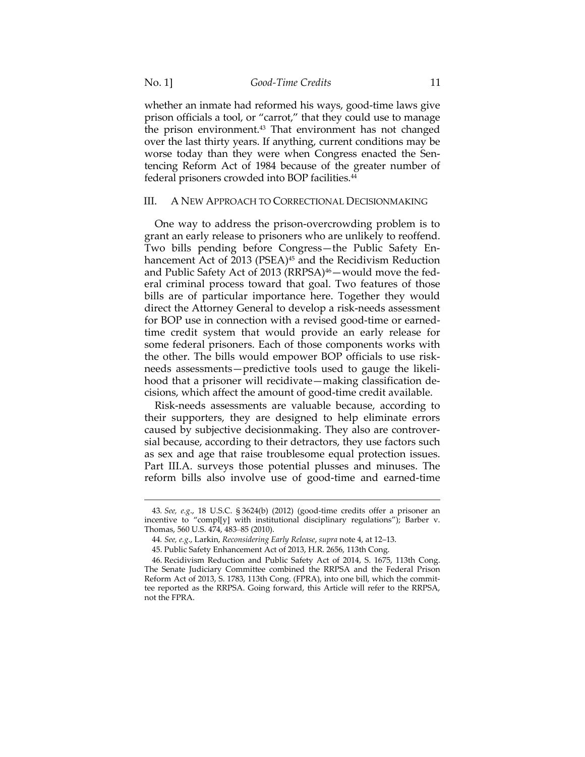whether an inmate had reformed his ways, good-time laws give prison officials a tool, or "carrot," that they could use to manage the prison environment.[43] That environment has not changed over the last thirty years. If anything, current conditions may be worse today than they were when Congress enacted the Sentencing Reform Act of 1984 because of the greater number of federal prisoners crowded into BOP facilities.[44]

## III. A New Approach to Correctional Decisionmaking

One way to address the prison-overcrowding problem is to grant an early release to prisoners who are unlikely to reoffend. Two bills pending before Congress—the Public Safety Enhancement Act of 2013 (PSEA)[45] and the Recidivism Reduction and Public Safety Act of 2013 (RRPSA)[46]—would move the federal criminal process toward that goal. Two features of those bills are of particular importance here. Together they would direct the Attorney General to develop a risk-needs assessment for BOP use in connection with a revised good-time or earned-time credit system that would provide an early release for some federal prisoners. Each of those components works with the other. The bills would empower BOP officials to use risk-needs assessments—predictive tools used to gauge the likelihood that a prisoner will recidivate—making classification decisions, which affect the amount of good-time credit available.

Risk-needs assessments are valuable because, according to their supporters, they are designed to help eliminate errors caused by subjective decisionmaking. They also are controversial because, according to their detractors, they use factors such as sex and age that raise troublesome equal protection issues. Part III.A. surveys those potential plusses and minuses. The reform bills also involve use of good-time and earned-time

---

43. *See, e.g.*, 18 U.S.C. § 3624(b) (2012) (good-time credits offer a prisoner an incentive to "compl[y] with institutional disciplinary regulations"); Barber v. Thomas, 560 U.S. 474, 483–85 (2010).

44. *See, e.g.*, Larkin, *Reconsidering Early Release*, *supra* note 4, at 12–13.

45. Public Safety Enhancement Act of 2013, H.R. 2656, 113th Cong.

46. Recidivism Reduction and Public Safety Act of 2014, S. 1675, 113th Cong. The Senate Judiciary Committee combined the RRPSA and the Federal Prison Reform Act of 2013, S. 1783, 113th Cong. (FPRA), into one bill, which the committee reported as the RRPSA. Going forward, this Article will refer to the RRPSA, not the FPRA.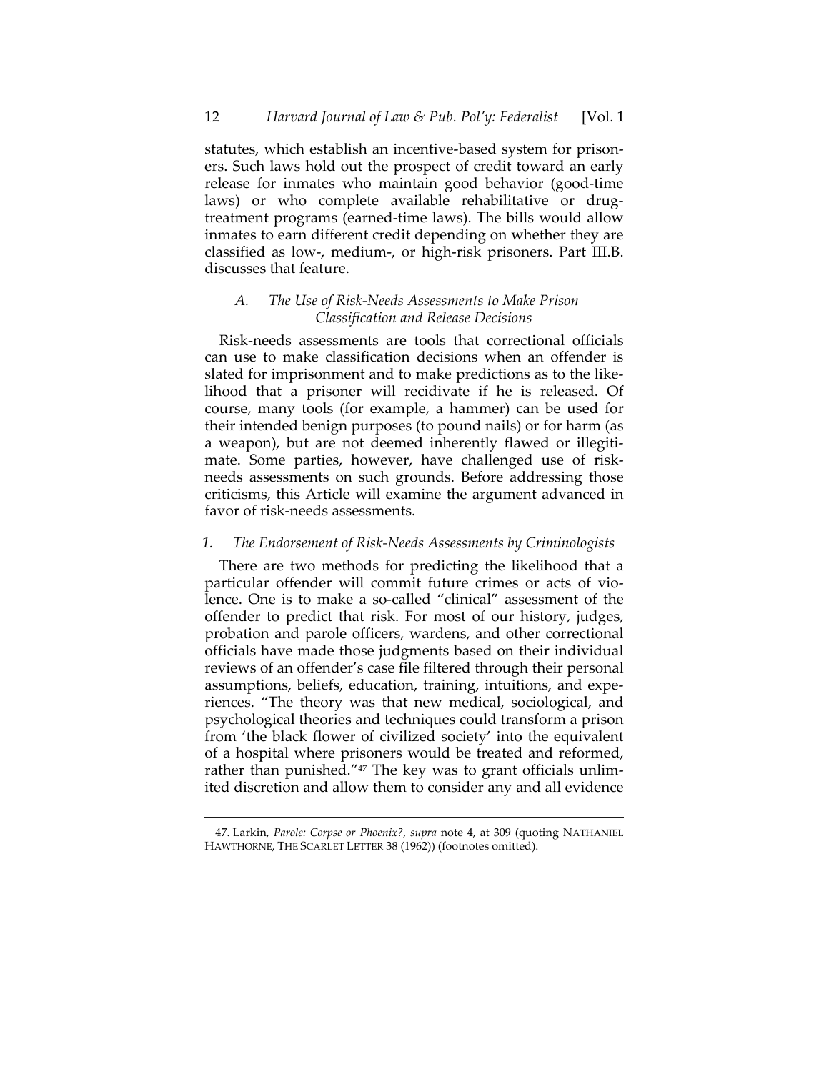statutes, which establish an incentive-based system for prisoners. Such laws hold out the prospect of credit toward an early release for inmates who maintain good behavior (good-time laws) or who complete available rehabilitative or drug-treatment programs (earned-time laws). The bills would allow inmates to earn different credit depending on whether they are classified as low-, medium-, or high-risk prisoners. Part III.B. discusses that feature.

### *A. The Use of Risk-Needs Assessments to Make Prison Classification and Release Decisions*

Risk-needs assessments are tools that correctional officials can use to make classification decisions when an offender is slated for imprisonment and to make predictions as to the likelihood that a prisoner will recidivate if he is released. Of course, many tools (for example, a hammer) can be used for their intended benign purposes (to pound nails) or for harm (as a weapon), but are not deemed inherently flawed or illegitimate. Some parties, however, have challenged use of risk-needs assessments on such grounds. Before addressing those criticisms, this Article will examine the argument advanced in favor of risk-needs assessments.

#### *1. The Endorsement of Risk-Needs Assessments by Criminologists*

There are two methods for predicting the likelihood that a particular offender will commit future crimes or acts of violence. One is to make a so-called "clinical" assessment of the offender to predict that risk. For most of our history, judges, probation and parole officers, wardens, and other correctional officials have made those judgments based on their individual reviews of an offender's case file filtered through their personal assumptions, beliefs, education, training, intuitions, and experiences. "The theory was that new medical, sociological, and psychological theories and techniques could transform a prison from 'the black flower of civilized society' into the equivalent of a hospital where prisoners would be treated and reformed, rather than punished."[47] The key was to grant officials unlimited discretion and allow them to consider any and all evidence

47. Larkin, *Parole: Corpse or Phoenix?*, *supra* note 4, at 309 (quoting NATHANIEL HAWTHORNE, THE SCARLET LETTER 38 (1962)) (footnotes omitted).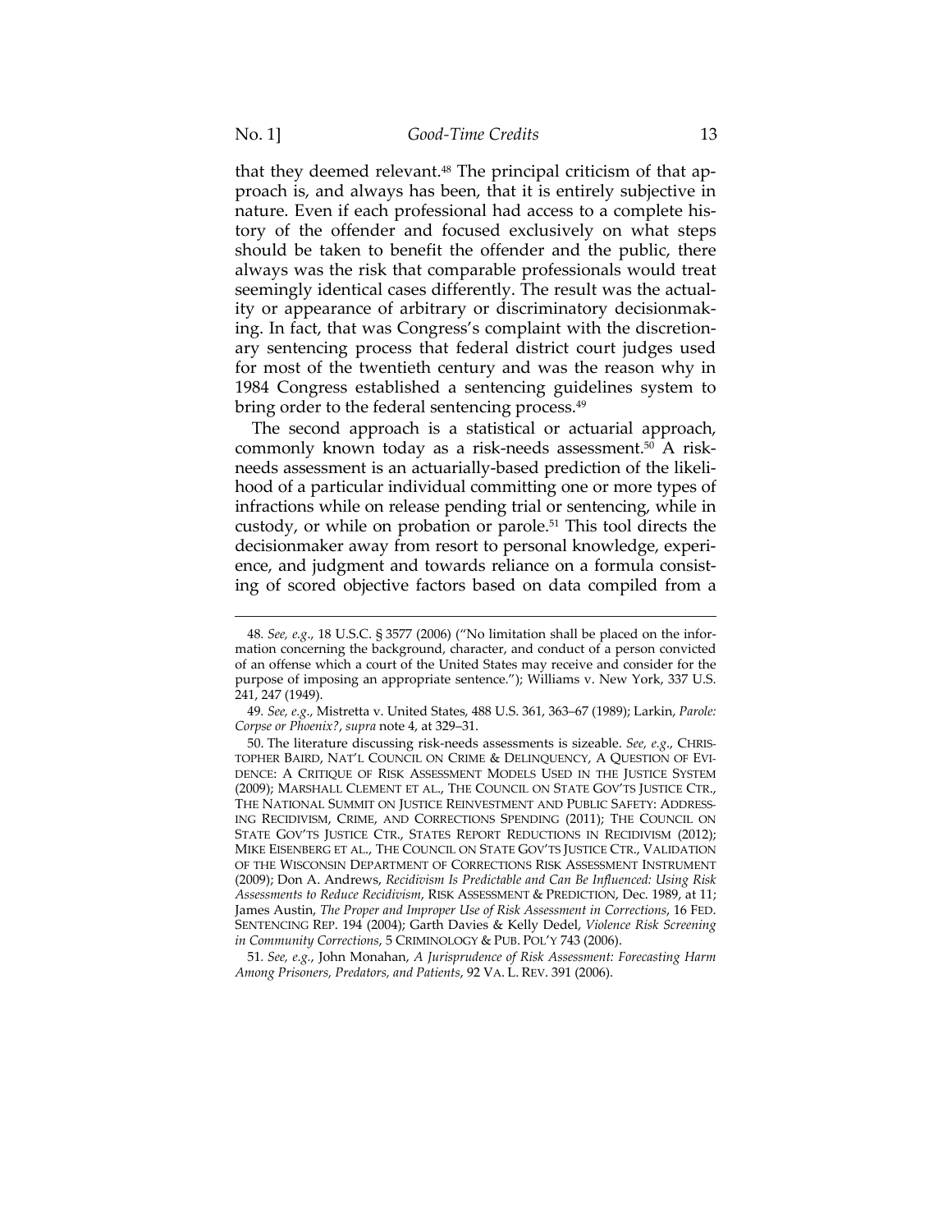that they deemed relevant.[48] The principal criticism of that approach is, and always has been, that it is entirely subjective in nature. Even if each professional had access to a complete history of the offender and focused exclusively on what steps should be taken to benefit the offender and the public, there always was the risk that comparable professionals would treat seemingly identical cases differently. The result was the actuality or appearance of arbitrary or discriminatory decisionmaking. In fact, that was Congress's complaint with the discretionary sentencing process that federal district court judges used for most of the twentieth century and was the reason why in 1984 Congress established a sentencing guidelines system to bring order to the federal sentencing process.[49]

The second approach is a statistical or actuarial approach, commonly known today as a risk-needs assessment.[50] A risk-needs assessment is an actuarially-based prediction of the likelihood of a particular individual committing one or more types of infractions while on release pending trial or sentencing, while in custody, or while on probation or parole.[51] This tool directs the decisionmaker away from resort to personal knowledge, experience, and judgment and towards reliance on a formula consisting of scored objective factors based on data compiled from a

---

48. *See, e.g.*, 18 U.S.C. § 3577 (2006) ("No limitation shall be placed on the information concerning the background, character, and conduct of a person convicted of an offense which a court of the United States may receive and consider for the purpose of imposing an appropriate sentence."); Williams v. New York, 337 U.S. 241, 247 (1949).

49. *See, e.g.*, Mistretta v. United States, 488 U.S. 361, 363–67 (1989); Larkin, *Parole: Corpse or Phoenix?*, *supra* note 4, at 329–31.

50. The literature discussing risk-needs assessments is sizeable. *See, e.g.*, CHRISTOPHER BAIRD, NAT'L COUNCIL ON CRIME & DELINQUENCY, A QUESTION OF EVIDENCE: A CRITIQUE OF RISK ASSESSMENT MODELS USED IN THE JUSTICE SYSTEM (2009); MARSHALL CLEMENT ET AL., THE COUNCIL ON STATE GOV'TS JUSTICE CTR., THE NATIONAL SUMMIT ON JUSTICE REINVESTMENT AND PUBLIC SAFETY: ADDRESSING RECIDIVISM, CRIME, AND CORRECTIONS SPENDING (2011); THE COUNCIL ON STATE GOV'TS JUSTICE CTR., STATES REPORT REDUCTIONS IN RECIDIVISM (2012); MIKE EISENBERG ET AL., THE COUNCIL ON STATE GOV'TS JUSTICE CTR., VALIDATION OF THE WISCONSIN DEPARTMENT OF CORRECTIONS RISK ASSESSMENT INSTRUMENT (2009); Don A. Andrews, *Recidivism Is Predictable and Can Be Influenced: Using Risk Assessments to Reduce Recidivism*, RISK ASSESSMENT & PREDICTION, Dec. 1989, at 11; James Austin, *The Proper and Improper Use of Risk Assessment in Corrections*, 16 FED. SENTENCING REP. 194 (2004); Garth Davies & Kelly Dedel, *Violence Risk Screening in Community Corrections*, 5 CRIMINOLOGY & PUB. POL'Y 743 (2006).

51. *See, e.g.*, John Monahan, *A Jurisprudence of Risk Assessment: Forecasting Harm Among Prisoners, Predators, and Patients*, 92 VA. L. REV. 391 (2006).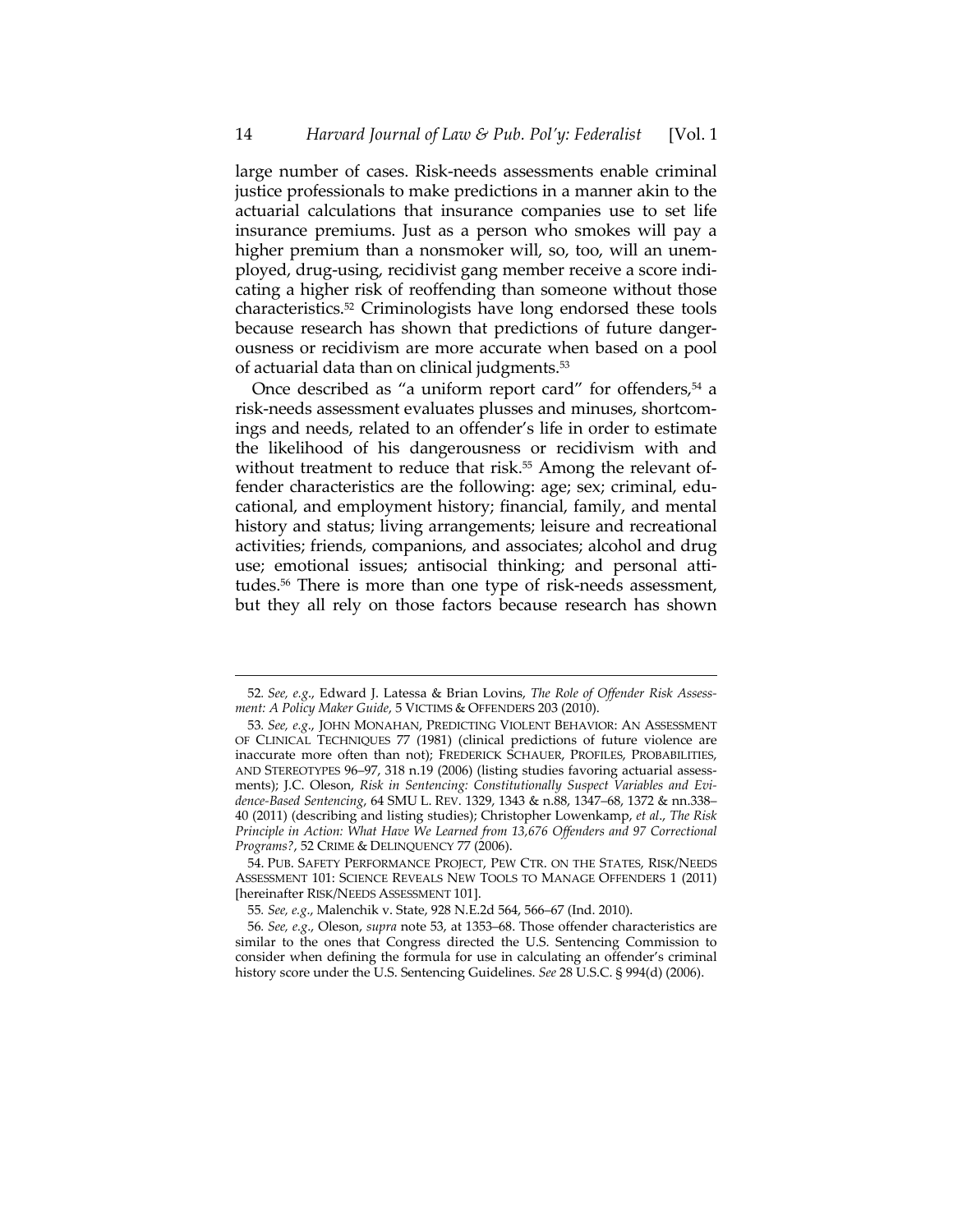large number of cases. Risk-needs assessments enable criminal justice professionals to make predictions in a manner akin to the actuarial calculations that insurance companies use to set life insurance premiums. Just as a person who smokes will pay a higher premium than a nonsmoker will, so, too, will an unemployed, drug-using, recidivist gang member receive a score indicating a higher risk of reoffending than someone without those characteristics.[52] Criminologists have long endorsed these tools because research has shown that predictions of future dangerousness or recidivism are more accurate when based on a pool of actuarial data than on clinical judgments.[53]

Once described as "a uniform report card" for offenders,[54] a risk-needs assessment evaluates plusses and minuses, shortcomings and needs, related to an offender's life in order to estimate the likelihood of his dangerousness or recidivism with and without treatment to reduce that risk.[55] Among the relevant offender characteristics are the following: age; sex; criminal, educational, and employment history; financial, family, and mental history and status; living arrangements; leisure and recreational activities; friends, companions, and associates; alcohol and drug use; emotional issues; antisocial thinking; and personal attitudes.[56] There is more than one type of risk-needs assessment, but they all rely on those factors because research has shown

---

52. *See, e.g.*, Edward J. Latessa & Brian Lovins, *The Role of Offender Risk Assessment: A Policy Maker Guide*, 5 VICTIMS & OFFENDERS 203 (2010).

53. *See, e.g.*, JOHN MONAHAN, PREDICTING VIOLENT BEHAVIOR: AN ASSESSMENT OF CLINICAL TECHNIQUES 77 (1981) (clinical predictions of future violence are inaccurate more often than not); FREDERICK SCHAUER, PROFILES, PROBABILITIES, AND STEREOTYPES 96–97, 318 n.19 (2006) (listing studies favoring actuarial assessments); J.C. Oleson, *Risk in Sentencing: Constitutionally Suspect Variables and Evidence-Based Sentencing*, 64 SMU L. REV. 1329, 1343 & n.88, 1347–68, 1372 & nn.338–40 (2011) (describing and listing studies); Christopher Lowenkamp, *et al.*, *The Risk Principle in Action: What Have We Learned from 13,676 Offenders and 97 Correctional Programs?*, 52 CRIME & DELINQUENCY 77 (2006).

54. PUB. SAFETY PERFORMANCE PROJECT, PEW CTR. ON THE STATES, RISK/NEEDS ASSESSMENT 101: SCIENCE REVEALS NEW TOOLS TO MANAGE OFFENDERS 1 (2011) [hereinafter RISK/NEEDS ASSESSMENT 101].

55. *See, e.g.*, Malenchik v. State, 928 N.E.2d 564, 566–67 (Ind. 2010).

56. *See, e.g.*, Oleson, *supra* note 53, at 1353–68. Those offender characteristics are similar to the ones that Congress directed the U.S. Sentencing Commission to consider when defining the formula for use in calculating an offender's criminal history score under the U.S. Sentencing Guidelines. *See* 28 U.S.C. § 994(d) (2006).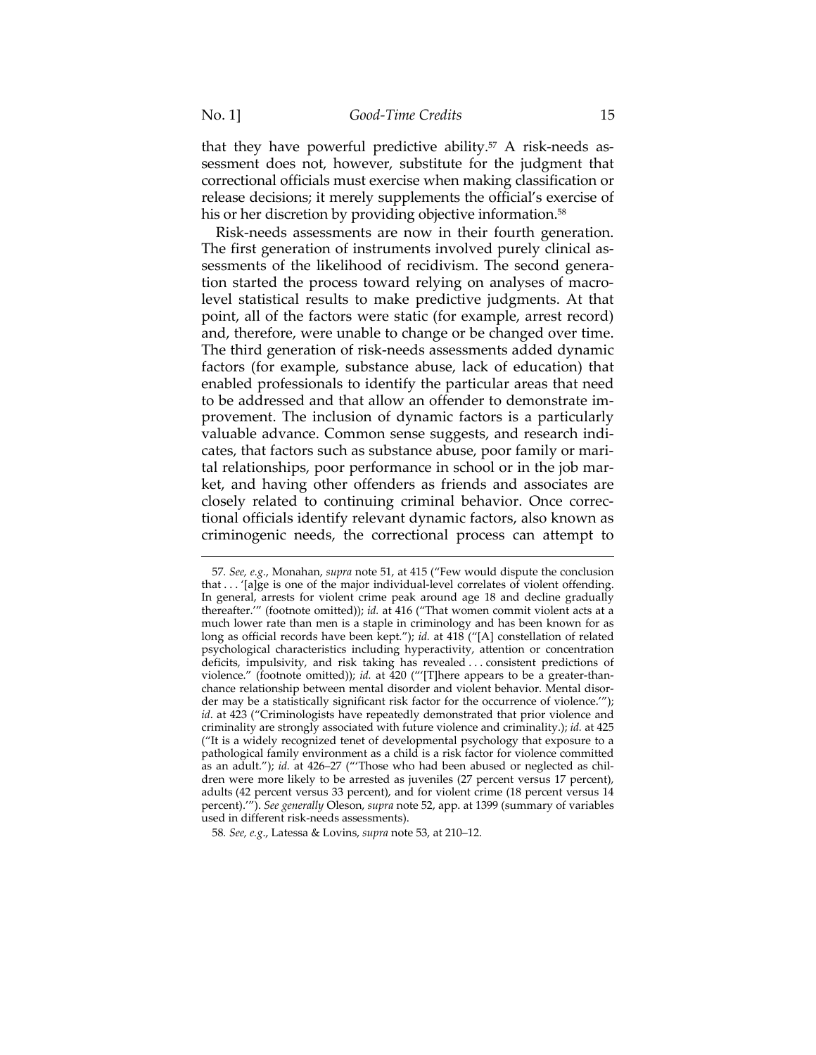that they have powerful predictive ability.[57] A risk-needs assessment does not, however, substitute for the judgment that correctional officials must exercise when making classification or release decisions; it merely supplements the official's exercise of his or her discretion by providing objective information.[58]

Risk-needs assessments are now in their fourth generation. The first generation of instruments involved purely clinical assessments of the likelihood of recidivism. The second generation started the process toward relying on analyses of macro-level statistical results to make predictive judgments. At that point, all of the factors were static (for example, arrest record) and, therefore, were unable to change or be changed over time. The third generation of risk-needs assessments added dynamic factors (for example, substance abuse, lack of education) that enabled professionals to identify the particular areas that need to be addressed and that allow an offender to demonstrate improvement. The inclusion of dynamic factors is a particularly valuable advance. Common sense suggests, and research indicates, that factors such as substance abuse, poor family or marital relationships, poor performance in school or in the job market, and having other offenders as friends and associates are closely related to continuing criminal behavior. Once correctional officials identify relevant dynamic factors, also known as criminogenic needs, the correctional process can attempt to

---

57. *See, e.g.*, Monahan, *supra* note 51, at 415 ("Few would dispute the conclusion that . . . '[a]ge is one of the major individual-level correlates of violent offending. In general, arrests for violent crime peak around age 18 and decline gradually thereafter.'" (footnote omitted)); *id.* at 416 ("That women commit violent acts at a much lower rate than men is a staple in criminology and has been known for as long as official records have been kept."); *id.* at 418 ("[A] constellation of related psychological characteristics including hyperactivity, attention or concentration deficits, impulsivity, and risk taking has revealed . . . consistent predictions of violence." (footnote omitted)); *id.* at 420 ("'[T]here appears to be a greater-than-chance relationship between mental disorder and violent behavior. Mental disorder may be a statistically significant risk factor for the occurrence of violence.'"); *id*. at 423 ("Criminologists have repeatedly demonstrated that prior violence and criminality are strongly associated with future violence and criminality.); *id.* at 425 ("It is a widely recognized tenet of developmental psychology that exposure to a pathological family environment as a child is a risk factor for violence committed as an adult."); *id.* at 426–27 ("'Those who had been abused or neglected as children were more likely to be arrested as juveniles (27 percent versus 17 percent), adults (42 percent versus 33 percent), and for violent crime (18 percent versus 14 percent).'"). *See generally* Oleson, *supra* note 52, app. at 1399 (summary of variables used in different risk-needs assessments).

58. *See, e.g.*, Latessa & Lovins, *supra* note 53, at 210–12.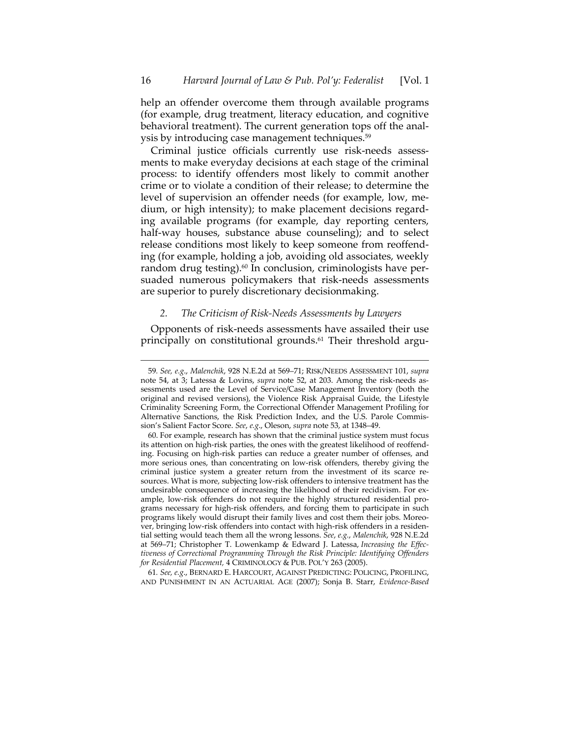help an offender overcome them through available programs (for example, drug treatment, literacy education, and cognitive behavioral treatment). The current generation tops off the analysis by introducing case management techniques.[59]

Criminal justice officials currently use risk-needs assessments to make everyday decisions at each stage of the criminal process: to identify offenders most likely to commit another crime or to violate a condition of their release; to determine the level of supervision an offender needs (for example, low, medium, or high intensity); to make placement decisions regarding available programs (for example, day reporting centers, half-way houses, substance abuse counseling); and to select release conditions most likely to keep someone from reoffending (for example, holding a job, avoiding old associates, weekly random drug testing).[60] In conclusion, criminologists have persuaded numerous policymakers that risk-needs assessments are superior to purely discretionary decisionmaking.

### *2. The Criticism of Risk-Needs Assessments by Lawyers*

Opponents of risk-needs assessments have assailed their use principally on constitutional grounds.[61] Their threshold argu-

---

59. *See, e.g.*, *Malenchik*, 928 N.E.2d at 569–71; RISK/NEEDS ASSESSMENT 101, *supra* note 54, at 3; Latessa & Lovins, *supra* note 52, at 203. Among the risk-needs assessments used are the Level of Service/Case Management Inventory (both the original and revised versions), the Violence Risk Appraisal Guide, the Lifestyle Criminality Screening Form, the Correctional Offender Management Profiling for Alternative Sanctions, the Risk Prediction Index, and the U.S. Parole Commission's Salient Factor Score. *See, e.g.*, Oleson, *supra* note 53, at 1348–49.

60. For example, research has shown that the criminal justice system must focus its attention on high-risk parties, the ones with the greatest likelihood of reoffending. Focusing on high-risk parties can reduce a greater number of offenses, and more serious ones, than concentrating on low-risk offenders, thereby giving the criminal justice system a greater return from the investment of its scarce resources. What is more, subjecting low-risk offenders to intensive treatment has the undesirable consequence of increasing the likelihood of their recidivism. For example, low-risk offenders do not require the highly structured residential programs necessary for high-risk offenders, and forcing them to participate in such programs likely would disrupt their family lives and cost them their jobs. Moreover, bringing low-risk offenders into contact with high-risk offenders in a residential setting would teach them all the wrong lessons. *See, e.g.*, *Malenchik*, 928 N.E.2d at 569–71; Christopher T. Lowenkamp & Edward J. Latessa, *Increasing the Effectiveness of Correctional Programming Through the Risk Principle: Identifying Offenders for Residential Placement*, 4 CRIMINOLOGY & PUB. POL'Y 263 (2005).

61. *See, e.g.*, BERNARD E. HARCOURT, AGAINST PREDICTING: POLICING, PROFILING, AND PUNISHMENT IN AN ACTUARIAL AGE (2007); Sonja B. Starr, *Evidence-Based*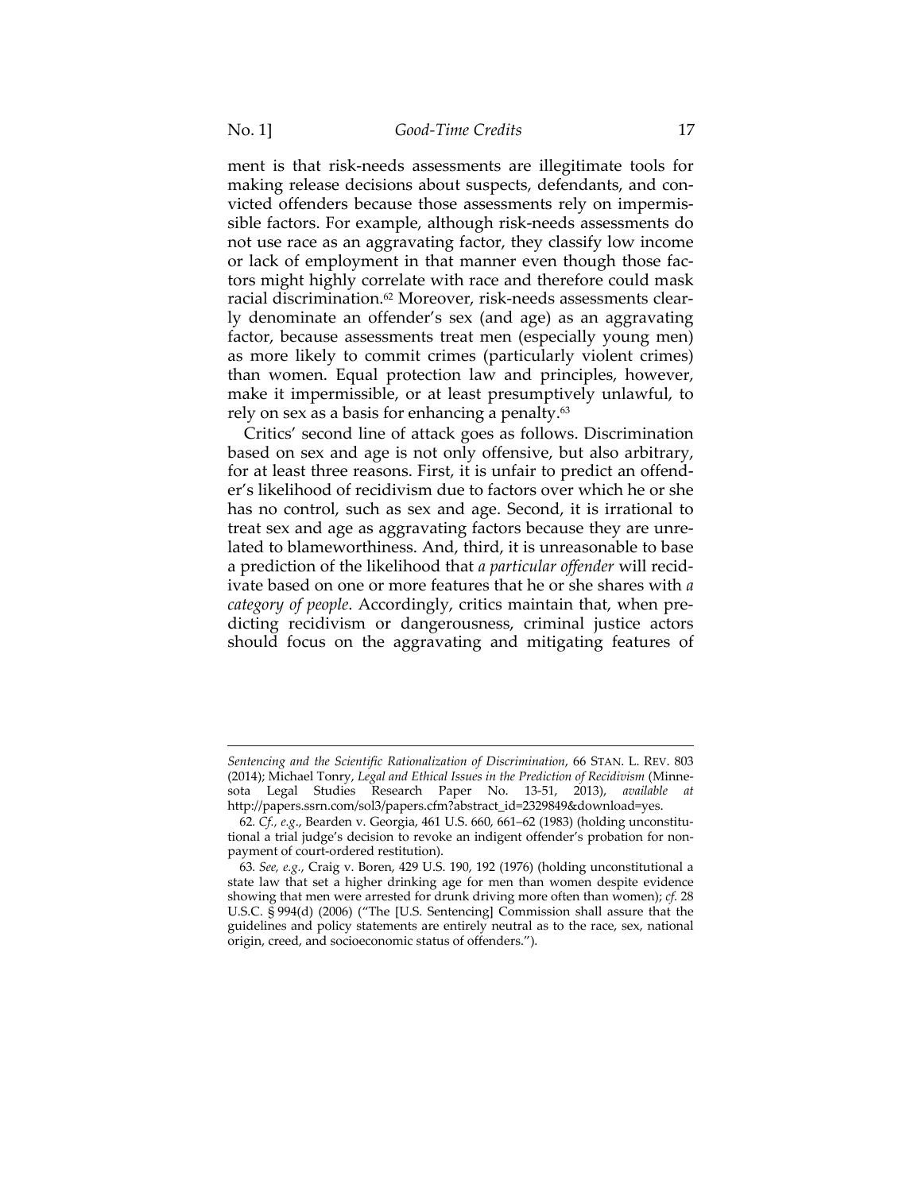ment is that risk-needs assessments are illegitimate tools for making release decisions about suspects, defendants, and convicted offenders because those assessments rely on impermissible factors. For example, although risk-needs assessments do not use race as an aggravating factor, they classify low income or lack of employment in that manner even though those factors might highly correlate with race and therefore could mask racial discrimination.[62] Moreover, risk-needs assessments clearly denominate an offender's sex (and age) as an aggravating factor, because assessments treat men (especially young men) as more likely to commit crimes (particularly violent crimes) than women. Equal protection law and principles, however, make it impermissible, or at least presumptively unlawful, to rely on sex as a basis for enhancing a penalty.[63]

Critics' second line of attack goes as follows. Discrimination based on sex and age is not only offensive, but also arbitrary, for at least three reasons. First, it is unfair to predict an offender's likelihood of recidivism due to factors over which he or she has no control, such as sex and age. Second, it is irrational to treat sex and age as aggravating factors because they are unrelated to blameworthiness. And, third, it is unreasonable to base a prediction of the likelihood that *a particular offender* will recidivate based on one or more features that he or she shares with *a category of people*. Accordingly, critics maintain that, when predicting recidivism or dangerousness, criminal justice actors should focus on the aggravating and mitigating features of

---

*Sentencing and the Scientific Rationalization of Discrimination*, 66 STAN. L. REV. 803 (2014); Michael Tonry, *Legal and Ethical Issues in the Prediction of Recidivism* (Minnesota Legal Studies Research Paper No. 13-51, 2013), *available at* http://papers.ssrn.com/sol3/papers.cfm?abstract_id=2329849&download=yes.

62. *Cf., e.g.*, Bearden v. Georgia, 461 U.S. 660, 661–62 (1983) (holding unconstitutional a trial judge's decision to revoke an indigent offender's probation for nonpayment of court-ordered restitution).

63. *See, e.g.*, Craig v. Boren, 429 U.S. 190, 192 (1976) (holding unconstitutional a state law that set a higher drinking age for men than women despite evidence showing that men were arrested for drunk driving more often than women); *cf.* 28 U.S.C. § 994(d) (2006) ("The [U.S. Sentencing] Commission shall assure that the guidelines and policy statements are entirely neutral as to the race, sex, national origin, creed, and socioeconomic status of offenders.").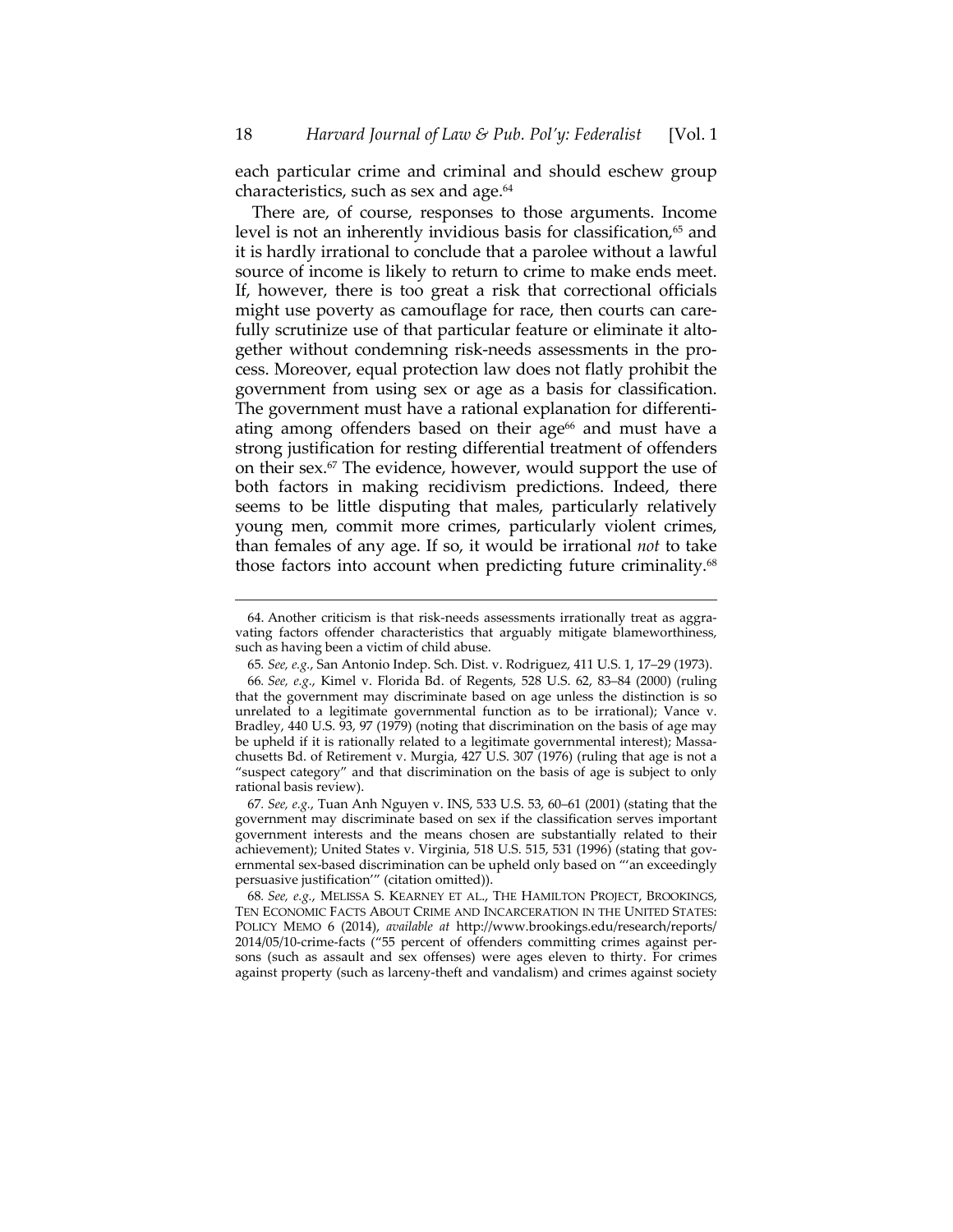each particular crime and criminal and should eschew group characteristics, such as sex and age.[64]

There are, of course, responses to those arguments. Income level is not an inherently invidious basis for classification,[65] and it is hardly irrational to conclude that a parolee without a lawful source of income is likely to return to crime to make ends meet. If, however, there is too great a risk that correctional officials might use poverty as camouflage for race, then courts can carefully scrutinize use of that particular feature or eliminate it altogether without condemning risk-needs assessments in the process. Moreover, equal protection law does not flatly prohibit the government from using sex or age as a basis for classification. The government must have a rational explanation for differentiating among offenders based on their age[66] and must have a strong justification for resting differential treatment of offenders on their sex.[67] The evidence, however, would support the use of both factors in making recidivism predictions. Indeed, there seems to be little disputing that males, particularly relatively young men, commit more crimes, particularly violent crimes, than females of any age. If so, it would be irrational *not* to take those factors into account when predicting future criminality.[68]

---

64. Another criticism is that risk-needs assessments irrationally treat as aggravating factors offender characteristics that arguably mitigate blameworthiness, such as having been a victim of child abuse.

65. *See, e.g.*, San Antonio Indep. Sch. Dist. v. Rodriguez, 411 U.S. 1, 17–29 (1973).

66. *See, e.g.*, Kimel v. Florida Bd. of Regents, 528 U.S. 62, 83–84 (2000) (ruling that the government may discriminate based on age unless the distinction is so unrelated to a legitimate governmental function as to be irrational); Vance v. Bradley, 440 U.S. 93, 97 (1979) (noting that discrimination on the basis of age may be upheld if it is rationally related to a legitimate governmental interest); Massachusetts Bd. of Retirement v. Murgia, 427 U.S. 307 (1976) (ruling that age is not a "suspect category" and that discrimination on the basis of age is subject to only rational basis review).

67. *See, e.g.*, Tuan Anh Nguyen v. INS, 533 U.S. 53, 60–61 (2001) (stating that the government may discriminate based on sex if the classification serves important government interests and the means chosen are substantially related to their achievement); United States v. Virginia, 518 U.S. 515, 531 (1996) (stating that governmental sex-based discrimination can be upheld only based on "'an exceedingly persuasive justification'" (citation omitted)).

68. *See, e.g.*, MELISSA S. KEARNEY ET AL., THE HAMILTON PROJECT, BROOKINGS, TEN ECONOMIC FACTS ABOUT CRIME AND INCARCERATION IN THE UNITED STATES: POLICY MEMO 6 (2014), *available at* http://www.brookings.edu/research/reports/2014/05/10-crime-facts ("55 percent of offenders committing crimes against persons (such as assault and sex offenses) were ages eleven to thirty. For crimes against property (such as larceny-theft and vandalism) and crimes against society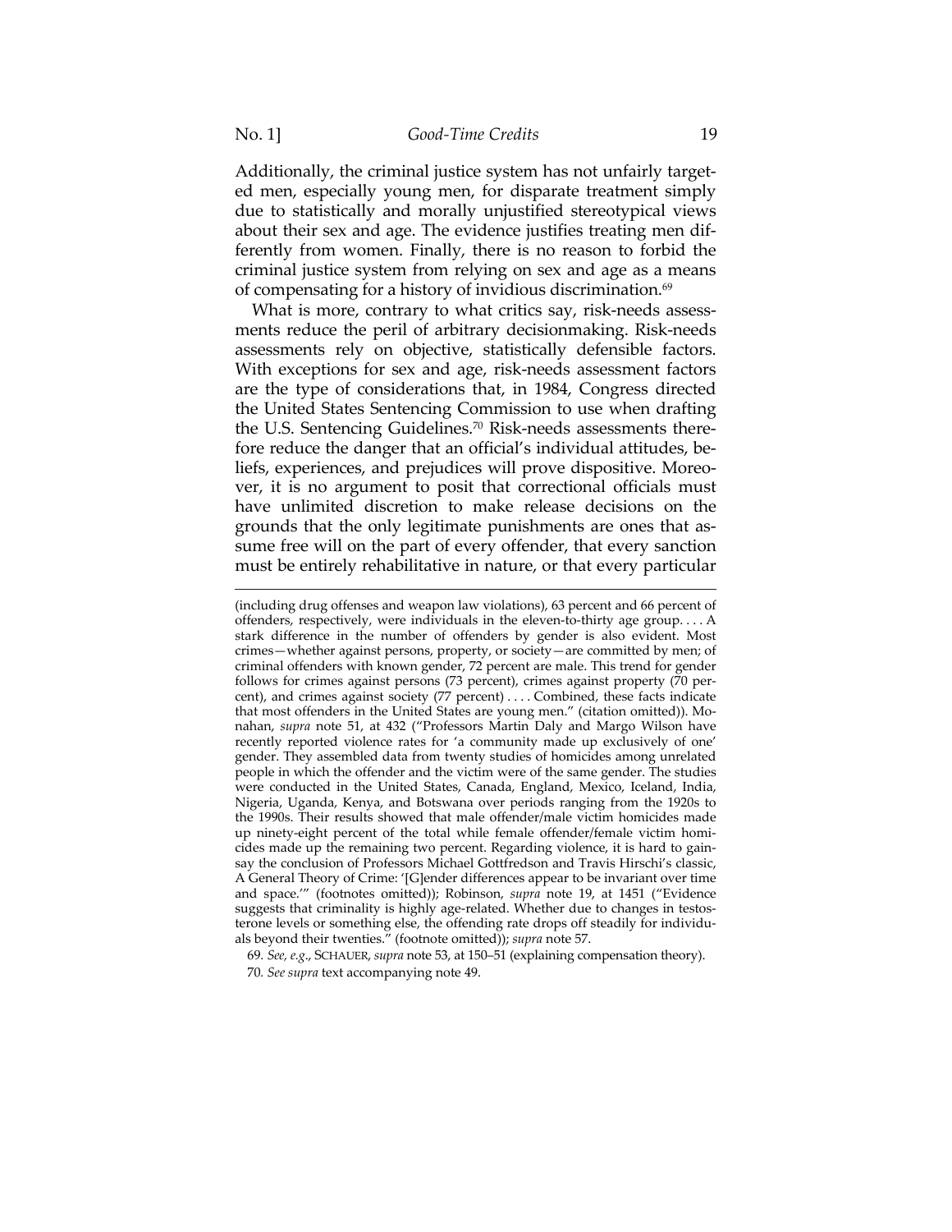Additionally, the criminal justice system has not unfairly targeted men, especially young men, for disparate treatment simply due to statistically and morally unjustified stereotypical views about their sex and age. The evidence justifies treating men differently from women. Finally, there is no reason to forbid the criminal justice system from relying on sex and age as a means of compensating for a history of invidious discrimination.[69]

What is more, contrary to what critics say, risk-needs assessments reduce the peril of arbitrary decisionmaking. Risk-needs assessments rely on objective, statistically defensible factors. With exceptions for sex and age, risk-needs assessment factors are the type of considerations that, in 1984, Congress directed the United States Sentencing Commission to use when drafting the U.S. Sentencing Guidelines.[70] Risk-needs assessments therefore reduce the danger that an official's individual attitudes, beliefs, experiences, and prejudices will prove dispositive. Moreover, it is no argument to posit that correctional officials must have unlimited discretion to make release decisions on the grounds that the only legitimate punishments are ones that assume free will on the part of every offender, that every sanction must be entirely rehabilitative in nature, or that every particular

---

(including drug offenses and weapon law violations), 63 percent and 66 percent of offenders, respectively, were individuals in the eleven-to-thirty age group. . . . A stark difference in the number of offenders by gender is also evident. Most crimes—whether against persons, property, or society—are committed by men; of criminal offenders with known gender, 72 percent are male. This trend for gender follows for crimes against persons (73 percent), crimes against property (70 percent), and crimes against society (77 percent) . . . . Combined, these facts indicate that most offenders in the United States are young men." (citation omitted)). Monahan, *supra* note 51, at 432 ("Professors Martin Daly and Margo Wilson have recently reported violence rates for 'a community made up exclusively of one' gender. They assembled data from twenty studies of homicides among unrelated people in which the offender and the victim were of the same gender. The studies were conducted in the United States, Canada, England, Mexico, Iceland, India, Nigeria, Uganda, Kenya, and Botswana over periods ranging from the 1920s to the 1990s. Their results showed that male offender/male victim homicides made up ninety-eight percent of the total while female offender/female victim homicides made up the remaining two percent. Regarding violence, it is hard to gainsay the conclusion of Professors Michael Gottfredson and Travis Hirschi's classic, A General Theory of Crime: '[G]ender differences appear to be invariant over time and space.'" (footnotes omitted)); Robinson, *supra* note 19, at 1451 ("Evidence suggests that criminality is highly age-related. Whether due to changes in testosterone levels or something else, the offending rate drops off steadily for individuals beyond their twenties." (footnote omitted)); *supra* note 57.

69. *See, e.g.*, SCHAUER, *supra* note 53, at 150–51 (explaining compensation theory).

70. *See supra* text accompanying note 49.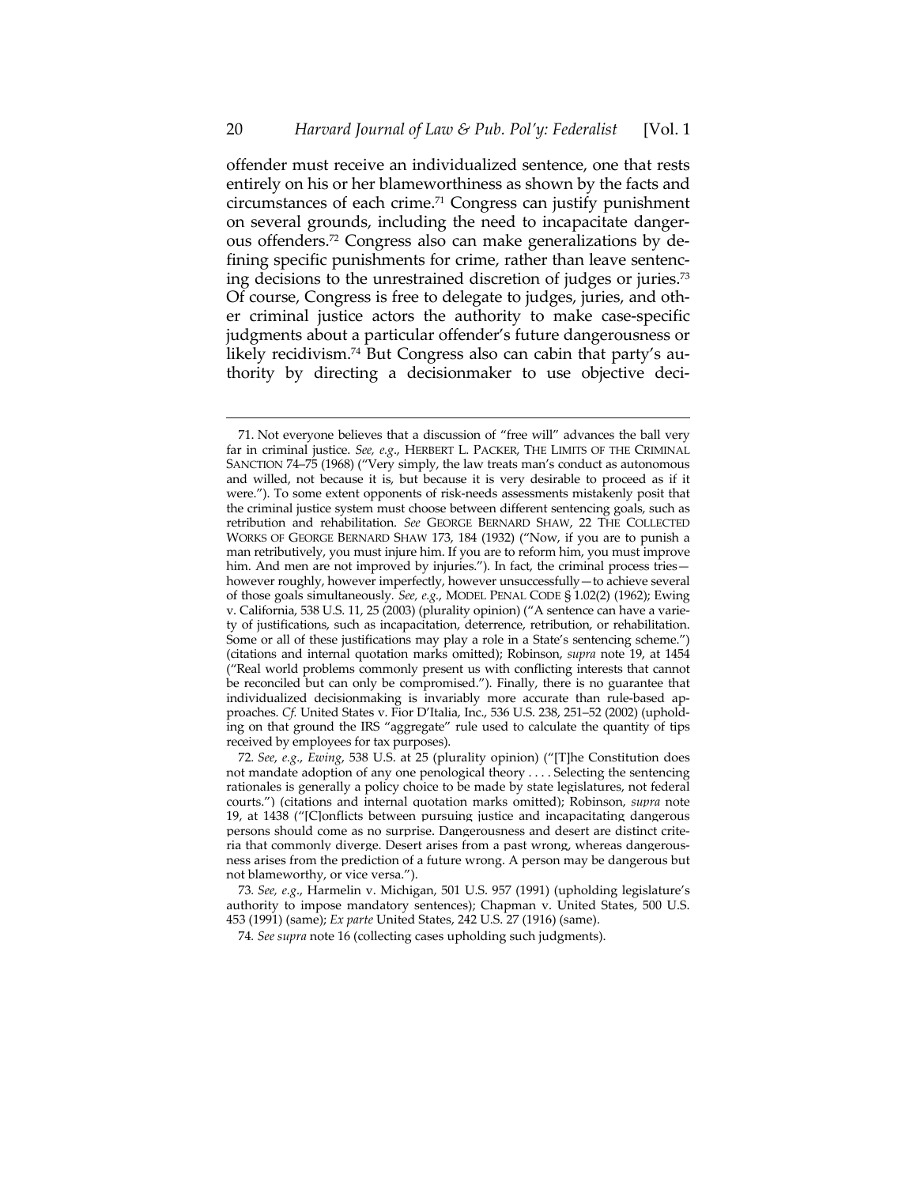offender must receive an individualized sentence, one that rests entirely on his or her blameworthiness as shown by the facts and circumstances of each crime.[71] Congress can justify punishment on several grounds, including the need to incapacitate dangerous offenders.[72] Congress also can make generalizations by defining specific punishments for crime, rather than leave sentencing decisions to the unrestrained discretion of judges or juries.[73] Of course, Congress is free to delegate to judges, juries, and other criminal justice actors the authority to make case-specific judgments about a particular offender's future dangerousness or likely recidivism.[74] But Congress also can cabin that party's authority by directing a decisionmaker to use objective deci-

---

71. Not everyone believes that a discussion of "free will" advances the ball very far in criminal justice. *See, e.g.*, HERBERT L. PACKER, THE LIMITS OF THE CRIMINAL SANCTION 74–75 (1968) ("Very simply, the law treats man's conduct as autonomous and willed, not because it is, but because it is very desirable to proceed as if it were."). To some extent opponents of risk-needs assessments mistakenly posit that the criminal justice system must choose between different sentencing goals, such as retribution and rehabilitation. *See* GEORGE BERNARD SHAW, 22 THE COLLECTED WORKS OF GEORGE BERNARD SHAW 173, 184 (1932) ("Now, if you are to punish a man retributively, you must injure him. If you are to reform him, you must improve him. And men are not improved by injuries."). In fact, the criminal process tries—however roughly, however imperfectly, however unsuccessfully—to achieve several of those goals simultaneously. *See, e.g.*, MODEL PENAL CODE § 1.02(2) (1962); Ewing v. California, 538 U.S. 11, 25 (2003) (plurality opinion) ("A sentence can have a variety of justifications, such as incapacitation, deterrence, retribution, or rehabilitation. Some or all of these justifications may play a role in a State's sentencing scheme.") (citations and internal quotation marks omitted); Robinson, *supra* note 19, at 1454 ("Real world problems commonly present us with conflicting interests that cannot be reconciled but can only be compromised."). Finally, there is no guarantee that individualized decisionmaking is invariably more accurate than rule-based approaches. *Cf.* United States v. Fior D'Italia, Inc., 536 U.S. 238, 251–52 (2002) (upholding on that ground the IRS "aggregate" rule used to calculate the quantity of tips received by employees for tax purposes).

72. *See, e.g.*, *Ewing*, 538 U.S. at 25 (plurality opinion) ("[T]he Constitution does not mandate adoption of any one penological theory . . . . Selecting the sentencing rationales is generally a policy choice to be made by state legislatures, not federal courts.") (citations and internal quotation marks omitted); Robinson, *supra* note 19, at 1438 ("[C]onflicts between pursuing justice and incapacitating dangerous persons should come as no surprise. Dangerousness and desert are distinct criteria that commonly diverge. Desert arises from a past wrong, whereas dangerousness arises from the prediction of a future wrong. A person may be dangerous but not blameworthy, or vice versa.").

73. *See, e.g.*, Harmelin v. Michigan, 501 U.S. 957 (1991) (upholding legislature's authority to impose mandatory sentences); Chapman v. United States, 500 U.S. 453 (1991) (same); *Ex parte* United States, 242 U.S. 27 (1916) (same).

74. *See supra* note 16 (collecting cases upholding such judgments).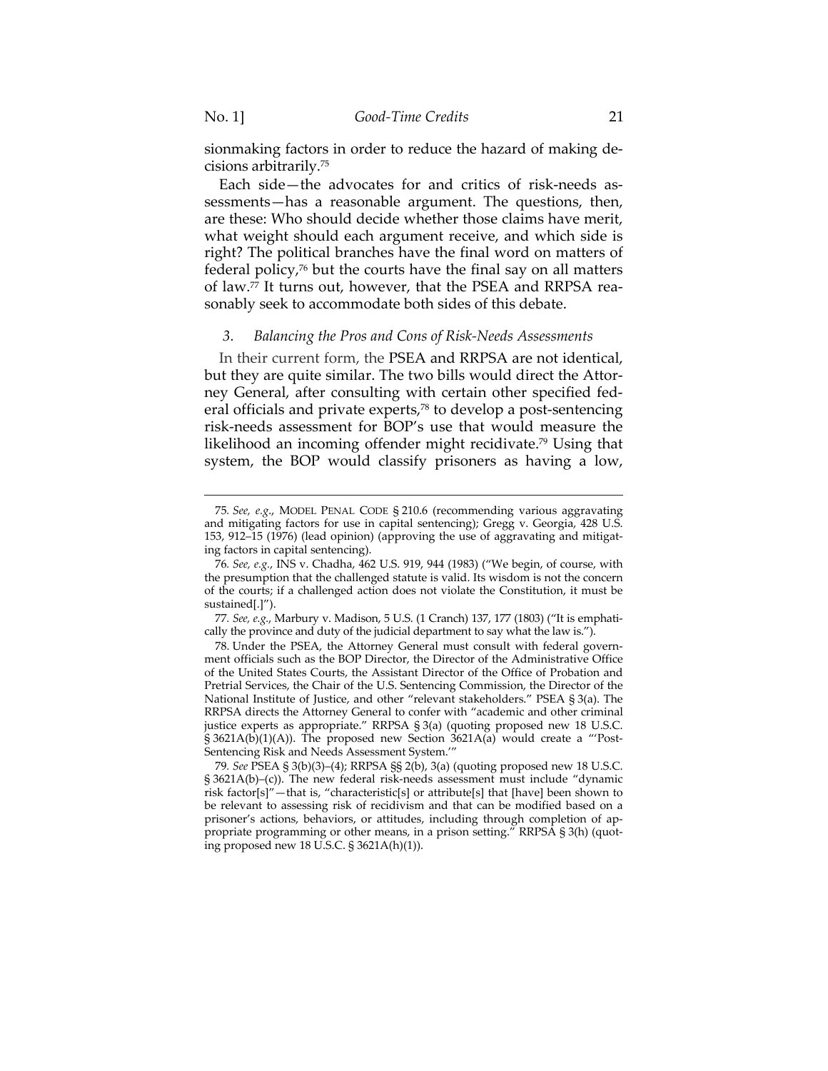sionmaking factors in order to reduce the hazard of making decisions arbitrarily.[75]

Each side—the advocates for and critics of risk-needs assessments—has a reasonable argument. The questions, then, are these: Who should decide whether those claims have merit, what weight should each argument receive, and which side is right? The political branches have the final word on matters of federal policy,[76] but the courts have the final say on all matters of law.[77] It turns out, however, that the PSEA and RRPSA reasonably seek to accommodate both sides of this debate.

### 3. *Balancing the Pros and Cons of Risk-Needs Assessments*

In their current form, the PSEA and RRPSA are not identical, but they are quite similar. The two bills would direct the Attorney General, after consulting with certain other specified federal officials and private experts,[78] to develop a post-sentencing risk-needs assessment for BOP's use that would measure the likelihood an incoming offender might recidivate.[79] Using that system, the BOP would classify prisoners as having a low,

---

75. *See, e.g.*, MODEL PENAL CODE § 210.6 (recommending various aggravating and mitigating factors for use in capital sentencing); Gregg v. Georgia, 428 U.S. 153, 912–15 (1976) (lead opinion) (approving the use of aggravating and mitigating factors in capital sentencing).

76. *See, e.g.*, INS v. Chadha, 462 U.S. 919, 944 (1983) ("We begin, of course, with the presumption that the challenged statute is valid. Its wisdom is not the concern of the courts; if a challenged action does not violate the Constitution, it must be sustained[.]").

77. *See, e.g.*, Marbury v. Madison, 5 U.S. (1 Cranch) 137, 177 (1803) ("It is emphatically the province and duty of the judicial department to say what the law is.").

78. Under the PSEA, the Attorney General must consult with federal government officials such as the BOP Director, the Director of the Administrative Office of the United States Courts, the Assistant Director of the Office of Probation and Pretrial Services, the Chair of the U.S. Sentencing Commission, the Director of the National Institute of Justice, and other "relevant stakeholders." PSEA § 3(a). The RRPSA directs the Attorney General to confer with "academic and other criminal justice experts as appropriate." RRPSA § 3(a) (quoting proposed new 18 U.S.C. § 3621A(b)(1)(A)). The proposed new Section 3621A(a) would create a "'Post-Sentencing Risk and Needs Assessment System.'"

79. *See* PSEA § 3(b)(3)–(4); RRPSA §§ 2(b), 3(a) (quoting proposed new 18 U.S.C. § 3621A(b)–(c)). The new federal risk-needs assessment must include "dynamic risk factor[s]"—that is, "characteristic[s] or attribute[s] that [have] been shown to be relevant to assessing risk of recidivism and that can be modified based on a prisoner's actions, behaviors, or attitudes, including through completion of appropriate programming or other means, in a prison setting." RRPSA § 3(h) (quoting proposed new 18 U.S.C. § 3621A(h)(1)).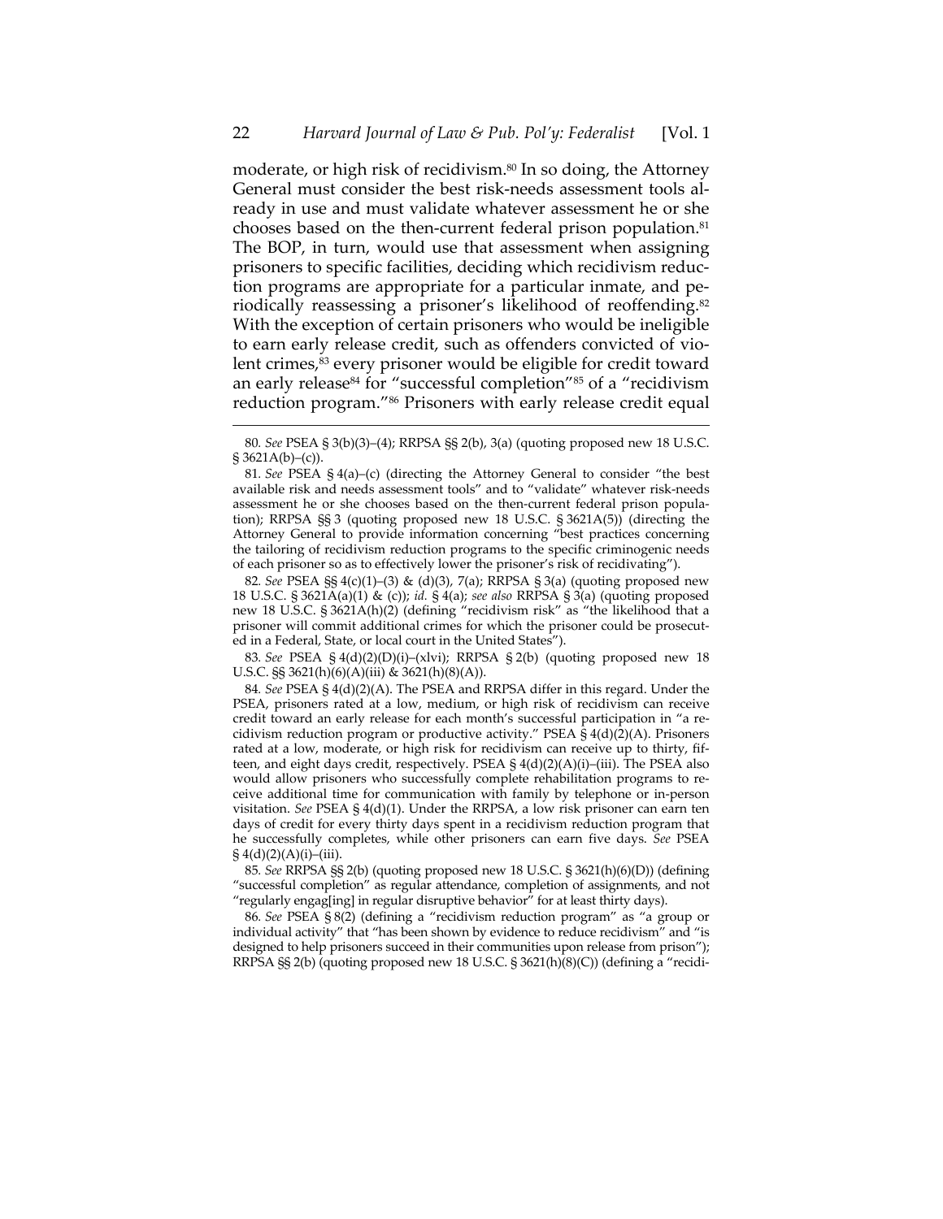moderate, or high risk of recidivism.[80] In so doing, the Attorney General must consider the best risk-needs assessment tools already in use and must validate whatever assessment he or she chooses based on the then-current federal prison population.[81] The BOP, in turn, would use that assessment when assigning prisoners to specific facilities, deciding which recidivism reduction programs are appropriate for a particular inmate, and periodically reassessing a prisoner's likelihood of reoffending.[82] With the exception of certain prisoners who would be ineligible to earn early release credit, such as offenders convicted of violent crimes,[83] every prisoner would be eligible for credit toward an early release[84] for "successful completion"[85] of a "recidivism reduction program."[86] Prisoners with early release credit equal

---

80. *See* PSEA § 3(b)(3)–(4); RRPSA §§ 2(b), 3(a) (quoting proposed new 18 U.S.C. § 3621A(b)–(c)).

81. *See* PSEA § 4(a)–(c) (directing the Attorney General to consider "the best available risk and needs assessment tools" and to "validate" whatever risk-needs assessment he or she chooses based on the then-current federal prison population); RRPSA §§ 3 (quoting proposed new 18 U.S.C. § 3621A(5)) (directing the Attorney General to provide information concerning "best practices concerning the tailoring of recidivism reduction programs to the specific criminogenic needs of each prisoner so as to effectively lower the prisoner's risk of recidivating").

82. *See* PSEA §§ 4(c)(1)–(3) & (d)(3), 7(a); RRPSA § 3(a) (quoting proposed new 18 U.S.C. § 3621A(a)(1) & (c)); *id.* § 4(a); *see also* RRPSA § 3(a) (quoting proposed new 18 U.S.C. § 3621A(h)(2) (defining "recidivism risk" as "the likelihood that a prisoner will commit additional crimes for which the prisoner could be prosecuted in a Federal, State, or local court in the United States").

83. *See* PSEA § 4(d)(2)(D)(i)–(xlvi); RRPSA § 2(b) (quoting proposed new 18 U.S.C. §§ 3621(h)(6)(A)(iii) & 3621(h)(8)(A)).

84. *See* PSEA § 4(d)(2)(A). The PSEA and RRPSA differ in this regard. Under the PSEA, prisoners rated at a low, medium, or high risk of recidivism can receive credit toward an early release for each month's successful participation in "a recidivism reduction program or productive activity." PSEA § 4(d)(2)(A). Prisoners rated at a low, moderate, or high risk for recidivism can receive up to thirty, fifteen, and eight days credit, respectively. PSEA § 4(d)(2)(A)(i)–(iii). The PSEA also would allow prisoners who successfully complete rehabilitation programs to receive additional time for communication with family by telephone or in-person visitation. *See* PSEA § 4(d)(1). Under the RRPSA, a low risk prisoner can earn ten days of credit for every thirty days spent in a recidivism reduction program that he successfully completes, while other prisoners can earn five days. *See* PSEA § 4(d)(2)(A)(i)–(iii).

85. *See* RRPSA §§ 2(b) (quoting proposed new 18 U.S.C. § 3621(h)(6)(D)) (defining "successful completion" as regular attendance, completion of assignments, and not "regularly engag[ing] in regular disruptive behavior" for at least thirty days).

86. *See* PSEA § 8(2) (defining a "recidivism reduction program" as "a group or individual activity" that "has been shown by evidence to reduce recidivism" and "is designed to help prisoners succeed in their communities upon release from prison"); RRPSA §§ 2(b) (quoting proposed new 18 U.S.C. § 3621(h)(8)(C)) (defining a "recidi-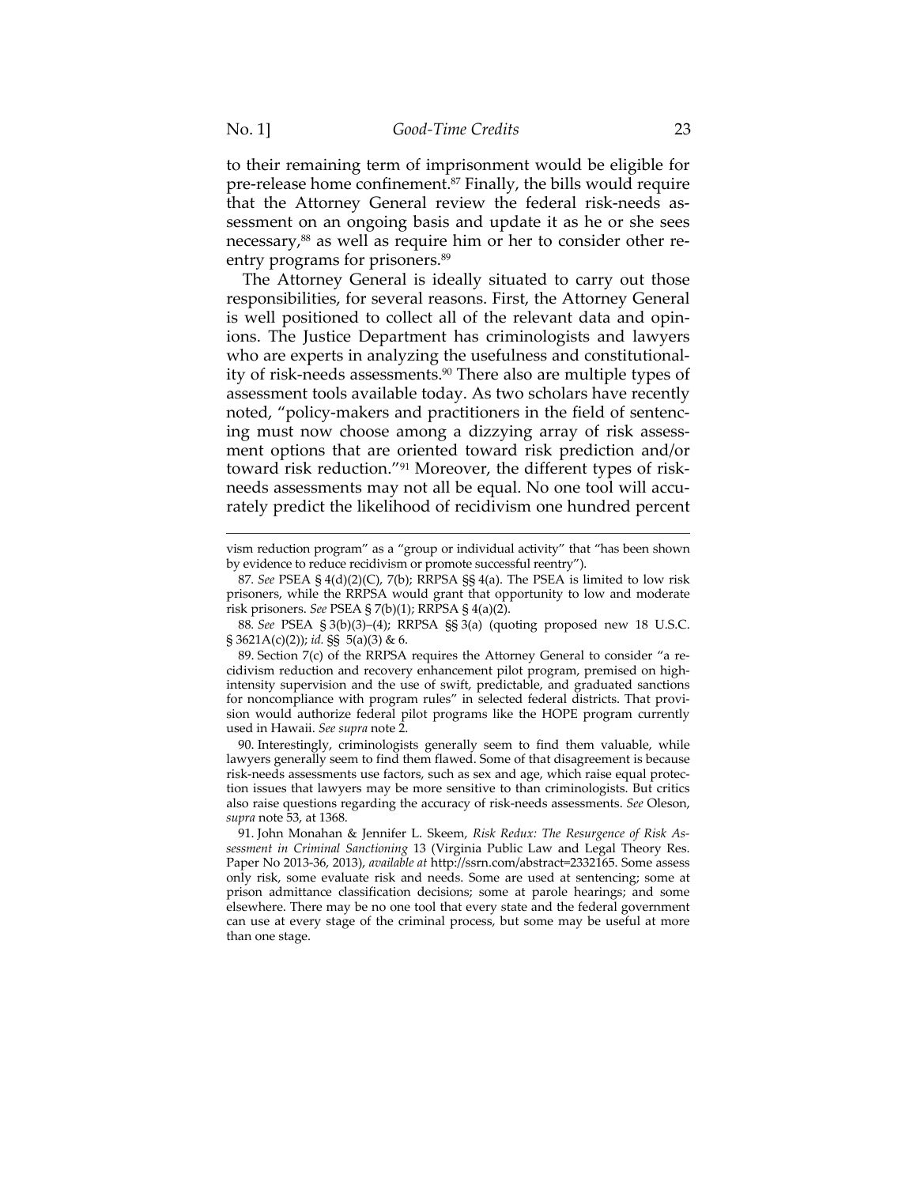to their remaining term of imprisonment would be eligible for pre-release home confinement.[87] Finally, the bills would require that the Attorney General review the federal risk-needs assessment on an ongoing basis and update it as he or she sees necessary,[88] as well as require him or her to consider other reentry programs for prisoners.[89]

The Attorney General is ideally situated to carry out those responsibilities, for several reasons. First, the Attorney General is well positioned to collect all of the relevant data and opinions. The Justice Department has criminologists and lawyers who are experts in analyzing the usefulness and constitutionality of risk-needs assessments.[90] There also are multiple types of assessment tools available today. As two scholars have recently noted, "policy-makers and practitioners in the field of sentencing must now choose among a dizzying array of risk assessment options that are oriented toward risk prediction and/or toward risk reduction."[91] Moreover, the different types of risk-needs assessments may not all be equal. No one tool will accurately predict the likelihood of recidivism one hundred percent

---

vism reduction program" as a "group or individual activity" that "has been shown by evidence to reduce recidivism or promote successful reentry").

87. *See* PSEA § 4(d)(2)(C), 7(b); RRPSA §§ 4(a). The PSEA is limited to low risk prisoners, while the RRPSA would grant that opportunity to low and moderate risk prisoners. *See* PSEA § 7(b)(1); RRPSA § 4(a)(2).

88. *See* PSEA § 3(b)(3)–(4); RRPSA §§ 3(a) (quoting proposed new 18 U.S.C. § 3621A(c)(2)); *id.* §§ 5(a)(3) & 6.

89. Section 7(c) of the RRPSA requires the Attorney General to consider "a recidivism reduction and recovery enhancement pilot program, premised on high-intensity supervision and the use of swift, predictable, and graduated sanctions for noncompliance with program rules" in selected federal districts. That provision would authorize federal pilot programs like the HOPE program currently used in Hawaii. *See supra* note 2.

90. Interestingly, criminologists generally seem to find them valuable, while lawyers generally seem to find them flawed. Some of that disagreement is because risk-needs assessments use factors, such as sex and age, which raise equal protection issues that lawyers may be more sensitive to than criminologists. But critics also raise questions regarding the accuracy of risk-needs assessments. *See* Oleson, *supra* note 53, at 1368.

91. John Monahan & Jennifer L. Skeem, *Risk Redux: The Resurgence of Risk Assessment in Criminal Sanctioning* 13 (Virginia Public Law and Legal Theory Res. Paper No 2013-36, 2013), *available at* http://ssrn.com/abstract=2332165. Some assess only risk, some evaluate risk and needs. Some are used at sentencing; some at prison admittance classification decisions; some at parole hearings; and some elsewhere. There may be no one tool that every state and the federal government can use at every stage of the criminal process, but some may be useful at more than one stage.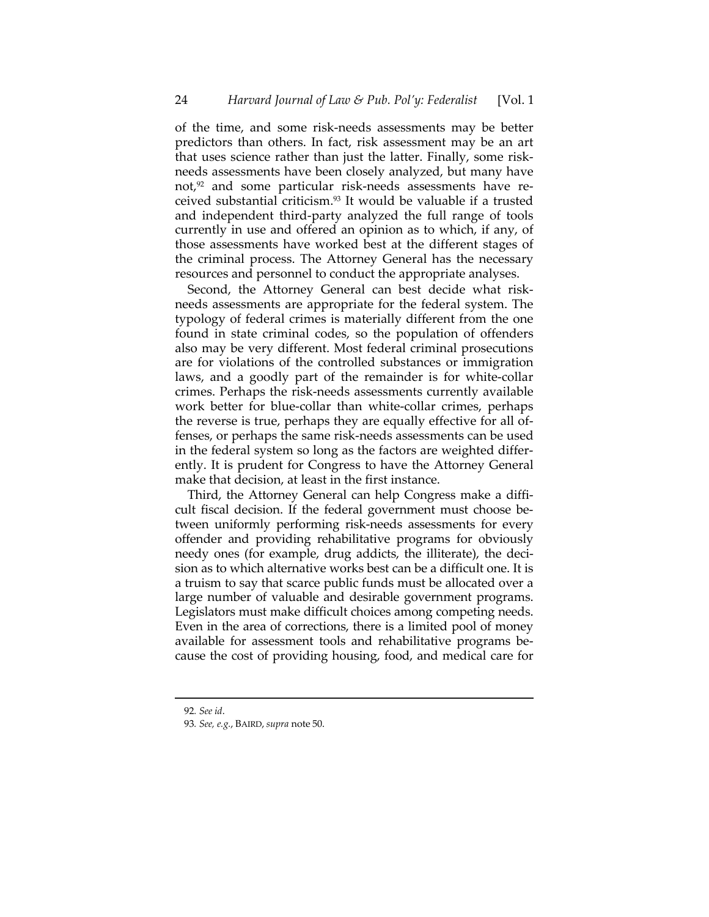of the time, and some risk-needs assessments may be better predictors than others. In fact, risk assessment may be an art that uses science rather than just the latter. Finally, some risk-needs assessments have been closely analyzed, but many have not,[92] and some particular risk-needs assessments have received substantial criticism.[93] It would be valuable if a trusted and independent third-party analyzed the full range of tools currently in use and offered an opinion as to which, if any, of those assessments have worked best at the different stages of the criminal process. The Attorney General has the necessary resources and personnel to conduct the appropriate analyses.

Second, the Attorney General can best decide what risk-needs assessments are appropriate for the federal system. The typology of federal crimes is materially different from the one found in state criminal codes, so the population of offenders also may be very different. Most federal criminal prosecutions are for violations of the controlled substances or immigration laws, and a goodly part of the remainder is for white-collar crimes. Perhaps the risk-needs assessments currently available work better for blue-collar than white-collar crimes, perhaps the reverse is true, perhaps they are equally effective for all offenses, or perhaps the same risk-needs assessments can be used in the federal system so long as the factors are weighted differently. It is prudent for Congress to have the Attorney General make that decision, at least in the first instance.

Third, the Attorney General can help Congress make a difficult fiscal decision. If the federal government must choose between uniformly performing risk-needs assessments for every offender and providing rehabilitative programs for obviously needy ones (for example, drug addicts, the illiterate), the decision as to which alternative works best can be a difficult one. It is a truism to say that scarce public funds must be allocated over a large number of valuable and desirable government programs. Legislators must make difficult choices among competing needs. Even in the area of corrections, there is a limited pool of money available for assessment tools and rehabilitative programs because the cost of providing housing, food, and medical care for

---

92. *See id*.

93. *See, e.g.*, BAIRD, *supra* note 50.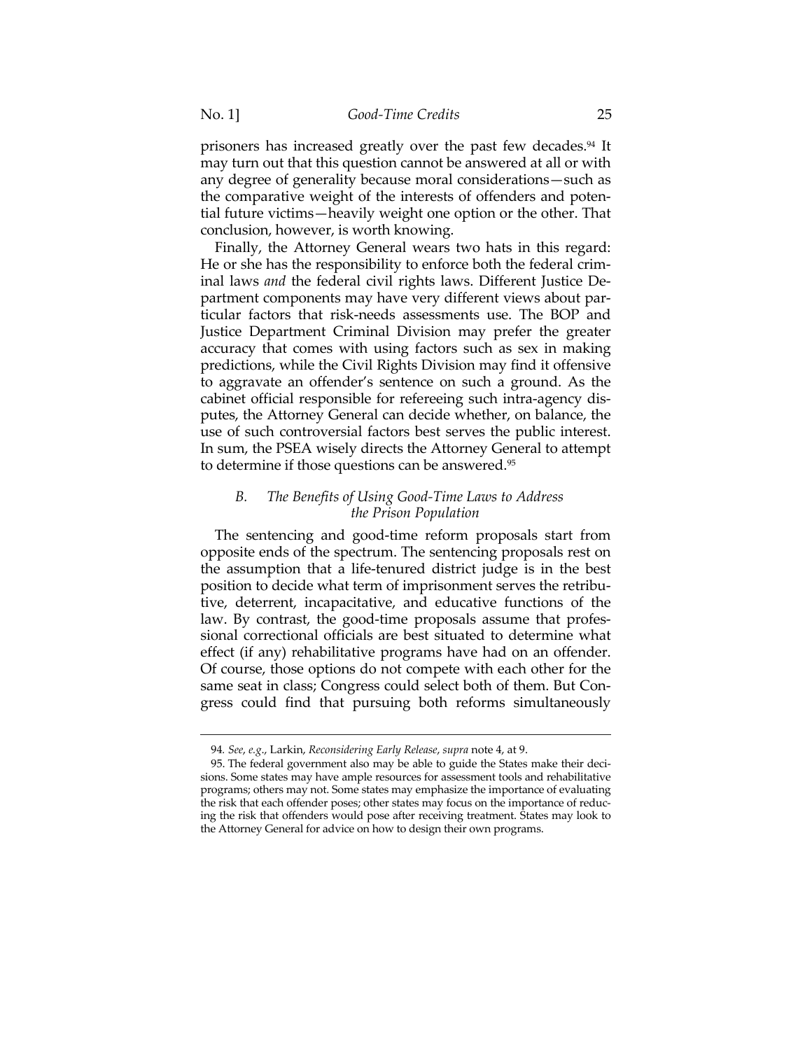prisoners has increased greatly over the past few decades.[94] It may turn out that this question cannot be answered at all or with any degree of generality because moral considerations—such as the comparative weight of the interests of offenders and potential future victims—heavily weight one option or the other. That conclusion, however, is worth knowing.

Finally, the Attorney General wears two hats in this regard: He or she has the responsibility to enforce both the federal criminal laws *and* the federal civil rights laws. Different Justice Department components may have very different views about particular factors that risk-needs assessments use. The BOP and Justice Department Criminal Division may prefer the greater accuracy that comes with using factors such as sex in making predictions, while the Civil Rights Division may find it offensive to aggravate an offender's sentence on such a ground. As the cabinet official responsible for refereeing such intra-agency disputes, the Attorney General can decide whether, on balance, the use of such controversial factors best serves the public interest. In sum, the PSEA wisely directs the Attorney General to attempt to determine if those questions can be answered.[95]

### *B. The Benefits of Using Good-Time Laws to Address the Prison Population*

The sentencing and good-time reform proposals start from opposite ends of the spectrum. The sentencing proposals rest on the assumption that a life-tenured district judge is in the best position to decide what term of imprisonment serves the retributive, deterrent, incapacitative, and educative functions of the law. By contrast, the good-time proposals assume that professional correctional officials are best situated to determine what effect (if any) rehabilitative programs have had on an offender. Of course, those options do not compete with each other for the same seat in class; Congress could select both of them. But Congress could find that pursuing both reforms simultaneously

---

94. *See, e.g.*, Larkin, *Reconsidering Early Release*, *supra* note 4, at 9.

95. The federal government also may be able to guide the States make their decisions. Some states may have ample resources for assessment tools and rehabilitative programs; others may not. Some states may emphasize the importance of evaluating the risk that each offender poses; other states may focus on the importance of reducing the risk that offenders would pose after receiving treatment. States may look to the Attorney General for advice on how to design their own programs.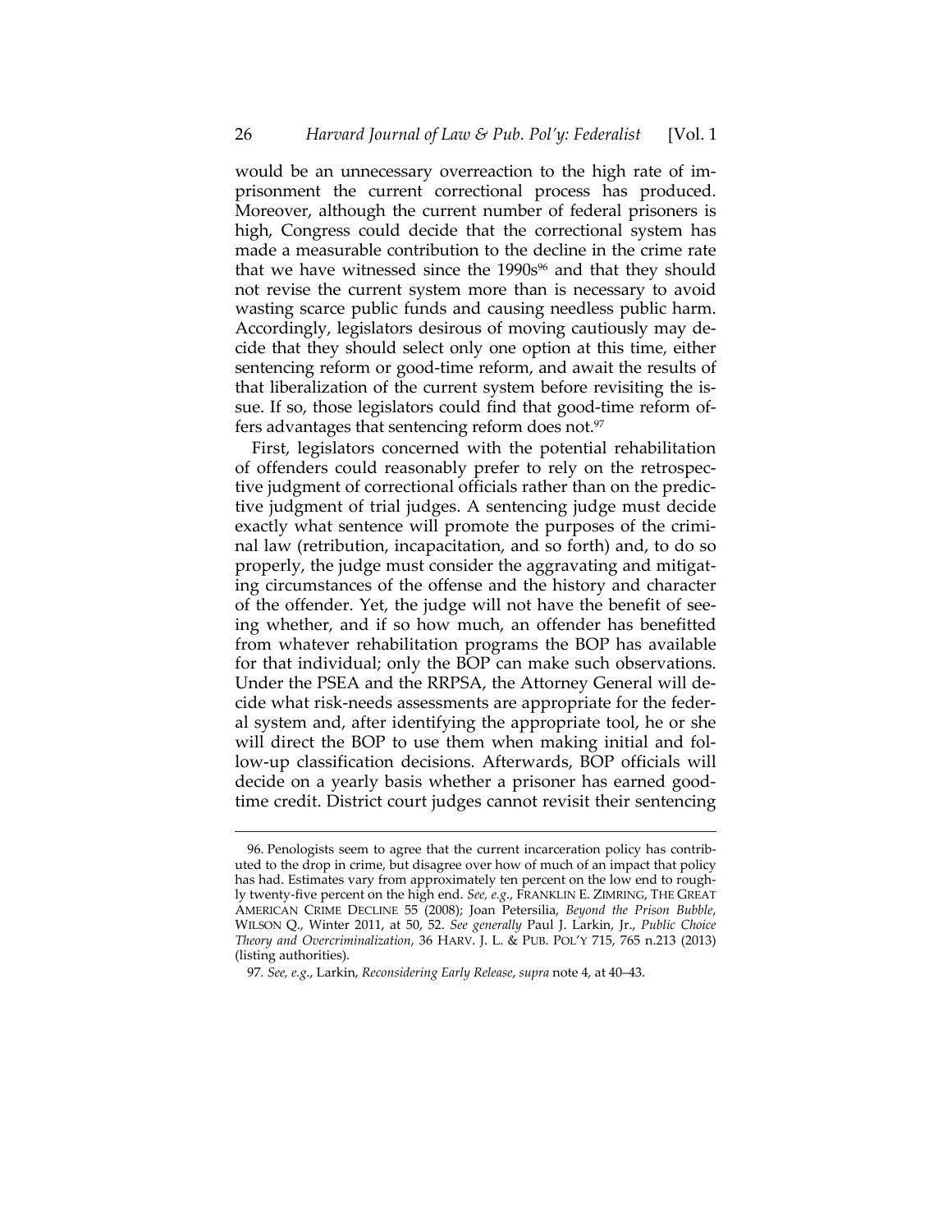would be an unnecessary overreaction to the high rate of imprisonment the current correctional process has produced. Moreover, although the current number of federal prisoners is high, Congress could decide that the correctional system has made a measurable contribution to the decline in the crime rate that we have witnessed since the 1990s[96] and that they should not revise the current system more than is necessary to avoid wasting scarce public funds and causing needless public harm. Accordingly, legislators desirous of moving cautiously may decide that they should select only one option at this time, either sentencing reform or good-time reform, and await the results of that liberalization of the current system before revisiting the issue. If so, those legislators could find that good-time reform offers advantages that sentencing reform does not.[97]

First, legislators concerned with the potential rehabilitation of offenders could reasonably prefer to rely on the retrospective judgment of correctional officials rather than on the predictive judgment of trial judges. A sentencing judge must decide exactly what sentence will promote the purposes of the criminal law (retribution, incapacitation, and so forth) and, to do so properly, the judge must consider the aggravating and mitigating circumstances of the offense and the history and character of the offender. Yet, the judge will not have the benefit of seeing whether, and if so how much, an offender has benefitted from whatever rehabilitation programs the BOP has available for that individual; only the BOP can make such observations. Under the PSEA and the RRPSA, the Attorney General will decide what risk-needs assessments are appropriate for the federal system and, after identifying the appropriate tool, he or she will direct the BOP to use them when making initial and follow-up classification decisions. Afterwards, BOP officials will decide on a yearly basis whether a prisoner has earned good-time credit. District court judges cannot revisit their sentencing

---

96. Penologists seem to agree that the current incarceration policy has contributed to the drop in crime, but disagree over how of much of an impact that policy has had. Estimates vary from approximately ten percent on the low end to roughly twenty-five percent on the high end. *See, e.g.*, FRANKLIN E. ZIMRING, THE GREAT AMERICAN CRIME DECLINE 55 (2008); Joan Petersilia, *Beyond the Prison Bubble*, WILSON Q., Winter 2011, at 50, 52. *See generally* Paul J. Larkin, Jr., *Public Choice Theory and Overcriminalization*, 36 HARV. J. L. & PUB. POL'Y 715, 765 n.213 (2013) (listing authorities).

97. *See, e.g.*, Larkin, *Reconsidering Early Release*, *supra* note 4, at 40–43.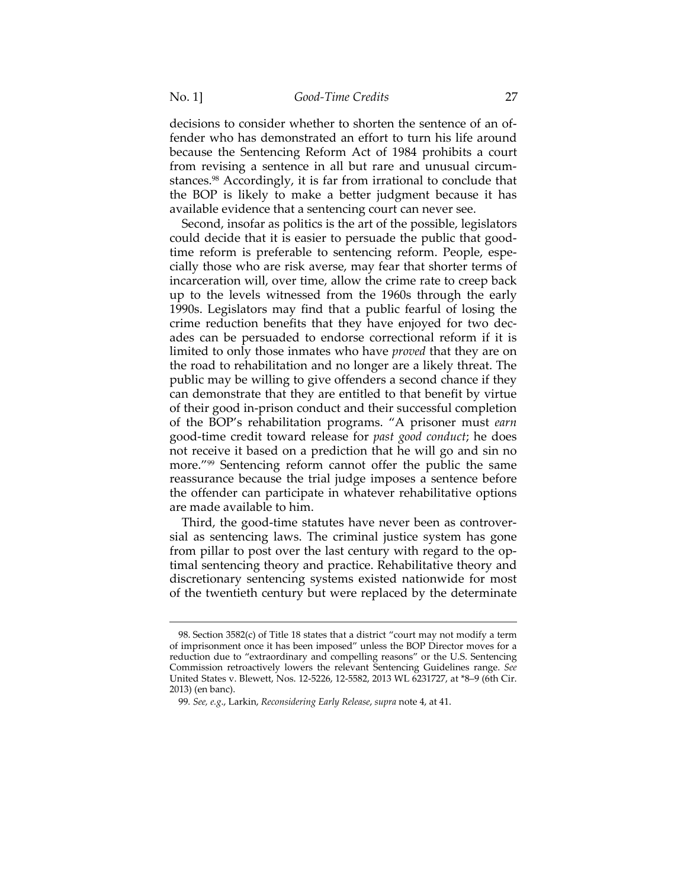decisions to consider whether to shorten the sentence of an offender who has demonstrated an effort to turn his life around because the Sentencing Reform Act of 1984 prohibits a court from revising a sentence in all but rare and unusual circumstances.[98] Accordingly, it is far from irrational to conclude that the BOP is likely to make a better judgment because it has available evidence that a sentencing court can never see.

Second, insofar as politics is the art of the possible, legislators could decide that it is easier to persuade the public that good-time reform is preferable to sentencing reform. People, especially those who are risk averse, may fear that shorter terms of incarceration will, over time, allow the crime rate to creep back up to the levels witnessed from the 1960s through the early 1990s. Legislators may find that a public fearful of losing the crime reduction benefits that they have enjoyed for two decades can be persuaded to endorse correctional reform if it is limited to only those inmates who have *proved* that they are on the road to rehabilitation and no longer are a likely threat. The public may be willing to give offenders a second chance if they can demonstrate that they are entitled to that benefit by virtue of their good in-prison conduct and their successful completion of the BOP's rehabilitation programs. "A prisoner must *earn* good-time credit toward release for *past good conduct*; he does not receive it based on a prediction that he will go and sin no more."[99] Sentencing reform cannot offer the public the same reassurance because the trial judge imposes a sentence before the offender can participate in whatever rehabilitative options are made available to him.

Third, the good-time statutes have never been as controversial as sentencing laws. The criminal justice system has gone from pillar to post over the last century with regard to the optimal sentencing theory and practice. Rehabilitative theory and discretionary sentencing systems existed nationwide for most of the twentieth century but were replaced by the determinate

---

98. Section 3582(c) of Title 18 states that a district "court may not modify a term of imprisonment once it has been imposed" unless the BOP Director moves for a reduction due to "extraordinary and compelling reasons" or the U.S. Sentencing Commission retroactively lowers the relevant Sentencing Guidelines range. *See* United States v. Blewett, Nos. 12-5226, 12-5582, 2013 WL 6231727, at *8–9 (6th Cir. 2013) (en banc).

99. *See, e.g.*, Larkin, *Reconsidering Early Release*, *supra* note 4, at 41.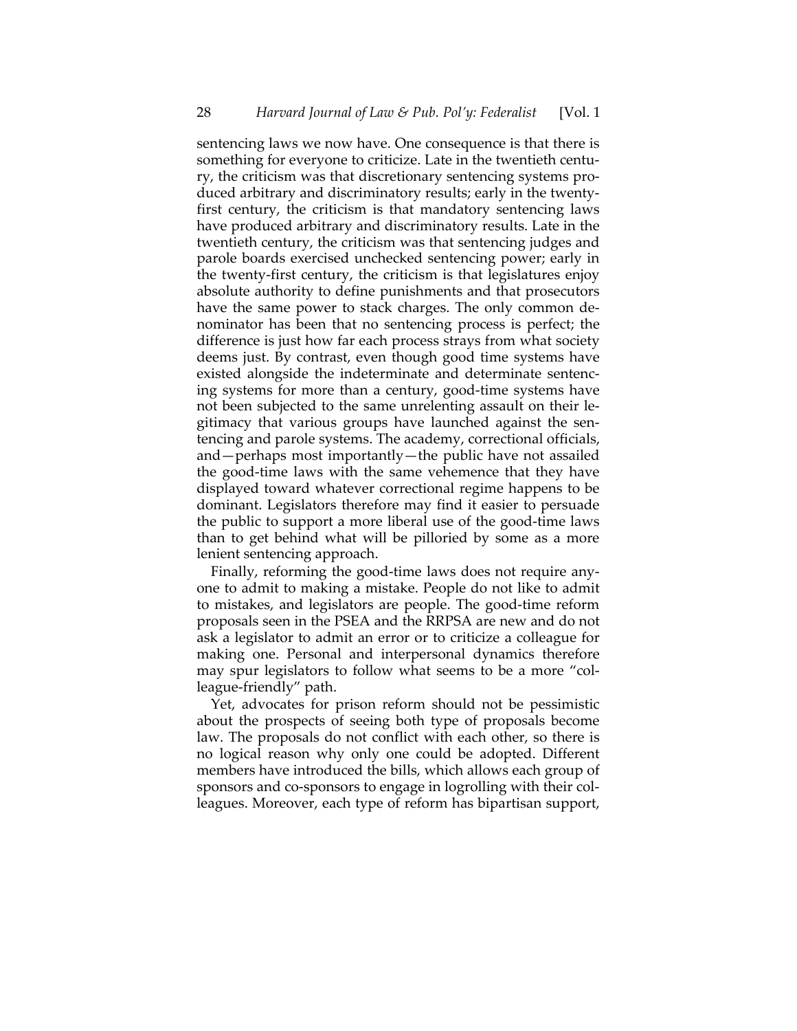sentencing laws we now have. One consequence is that there is something for everyone to criticize. Late in the twentieth century, the criticism was that discretionary sentencing systems produced arbitrary and discriminatory results; early in the twenty-first century, the criticism is that mandatory sentencing laws have produced arbitrary and discriminatory results. Late in the twentieth century, the criticism was that sentencing judges and parole boards exercised unchecked sentencing power; early in the twenty-first century, the criticism is that legislatures enjoy absolute authority to define punishments and that prosecutors have the same power to stack charges. The only common denominator has been that no sentencing process is perfect; the difference is just how far each process strays from what society deems just. By contrast, even though good time systems have existed alongside the indeterminate and determinate sentencing systems for more than a century, good-time systems have not been subjected to the same unrelenting assault on their legitimacy that various groups have launched against the sentencing and parole systems. The academy, correctional officials, and—perhaps most importantly—the public have not assailed the good-time laws with the same vehemence that they have displayed toward whatever correctional regime happens to be dominant. Legislators therefore may find it easier to persuade the public to support a more liberal use of the good-time laws than to get behind what will be pilloried by some as a more lenient sentencing approach.

Finally, reforming the good-time laws does not require anyone to admit to making a mistake. People do not like to admit to mistakes, and legislators are people. The good-time reform proposals seen in the PSEA and the RRPSA are new and do not ask a legislator to admit an error or to criticize a colleague for making one. Personal and interpersonal dynamics therefore may spur legislators to follow what seems to be a more "colleague-friendly" path.

Yet, advocates for prison reform should not be pessimistic about the prospects of seeing both type of proposals become law. The proposals do not conflict with each other, so there is no logical reason why only one could be adopted. Different members have introduced the bills, which allows each group of sponsors and co-sponsors to engage in logrolling with their colleagues. Moreover, each type of reform has bipartisan support,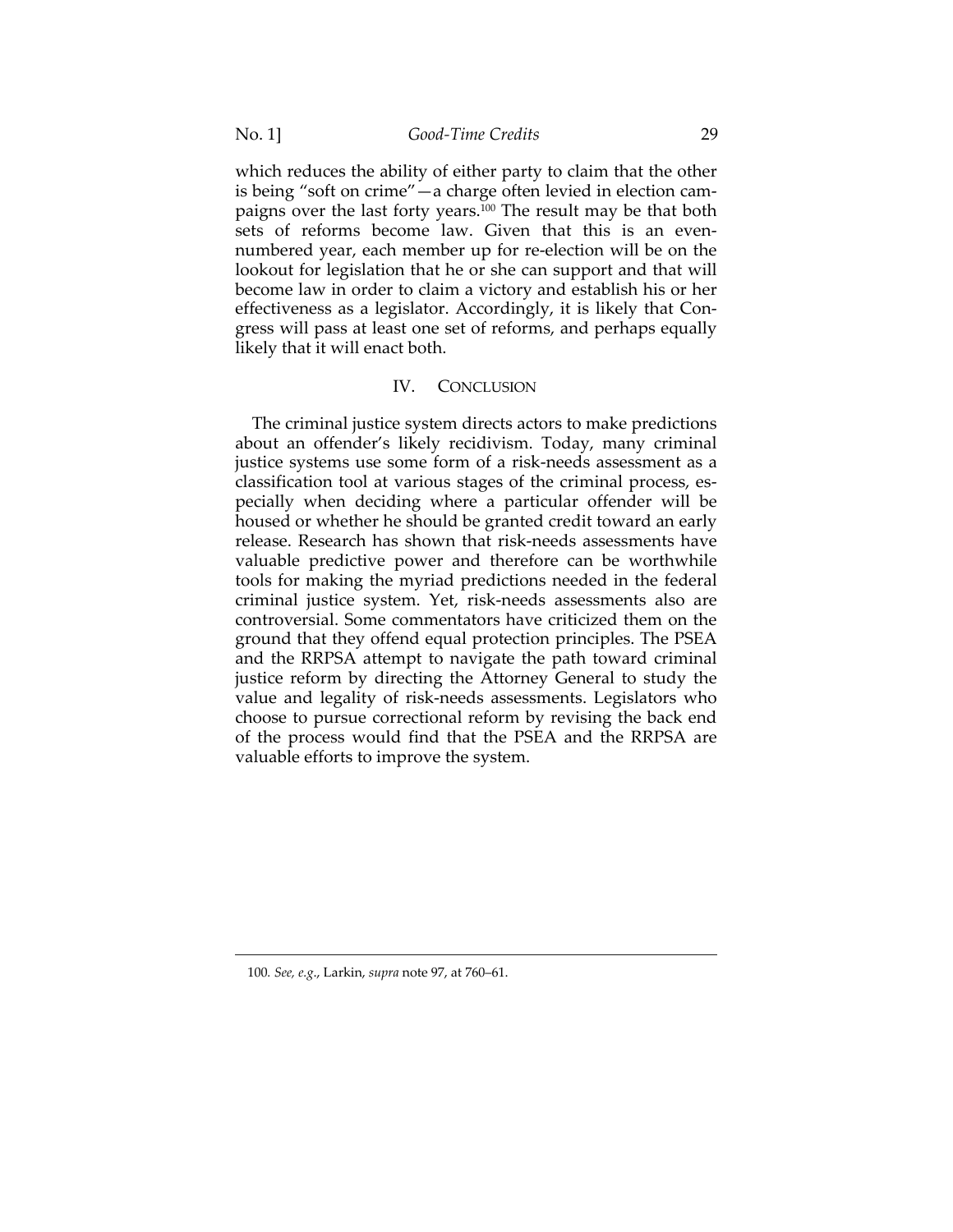which reduces the ability of either party to claim that the other is being "soft on crime"—a charge often levied in election campaigns over the last forty years.[100] The result may be that both sets of reforms become law. Given that this is an even-numbered year, each member up for re-election will be on the lookout for legislation that he or she can support and that will become law in order to claim a victory and establish his or her effectiveness as a legislator. Accordingly, it is likely that Congress will pass at least one set of reforms, and perhaps equally likely that it will enact both.

## IV. CONCLUSION

The criminal justice system directs actors to make predictions about an offender's likely recidivism. Today, many criminal justice systems use some form of a risk-needs assessment as a classification tool at various stages of the criminal process, especially when deciding where a particular offender will be housed or whether he should be granted credit toward an early release. Research has shown that risk-needs assessments have valuable predictive power and therefore can be worthwhile tools for making the myriad predictions needed in the federal criminal justice system. Yet, risk-needs assessments also are controversial. Some commentators have criticized them on the ground that they offend equal protection principles. The PSEA and the RRPSA attempt to navigate the path toward criminal justice reform by directing the Attorney General to study the value and legality of risk-needs assessments. Legislators who choose to pursue correctional reform by revising the back end of the process would find that the PSEA and the RRPSA are valuable efforts to improve the system.

---

100. *See, e.g.*, Larkin, *supra* note 97, at 760–61.